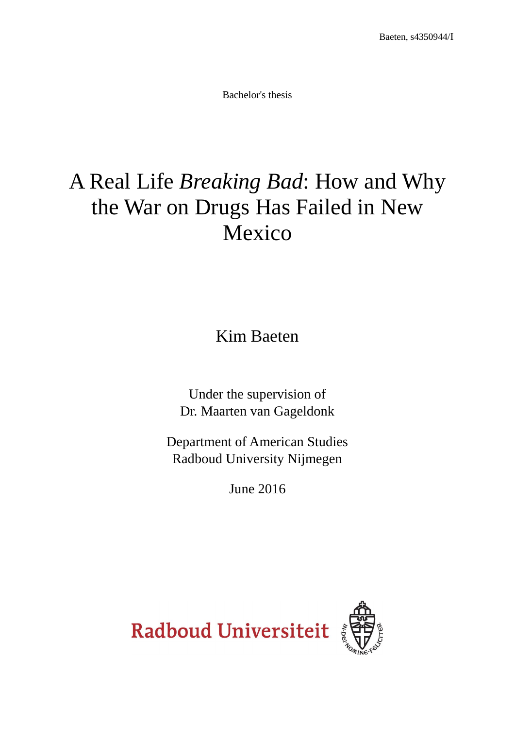Bachelor's thesis

# A Real Life *Breaking Bad*: How and Why the War on Drugs Has Failed in New Mexico

Kim Baeten

Under the supervision of
Dr. Maarten van Gageldonk

Department of American Studies
Radboud University Nijmegen

June 2016

Radboud Universiteit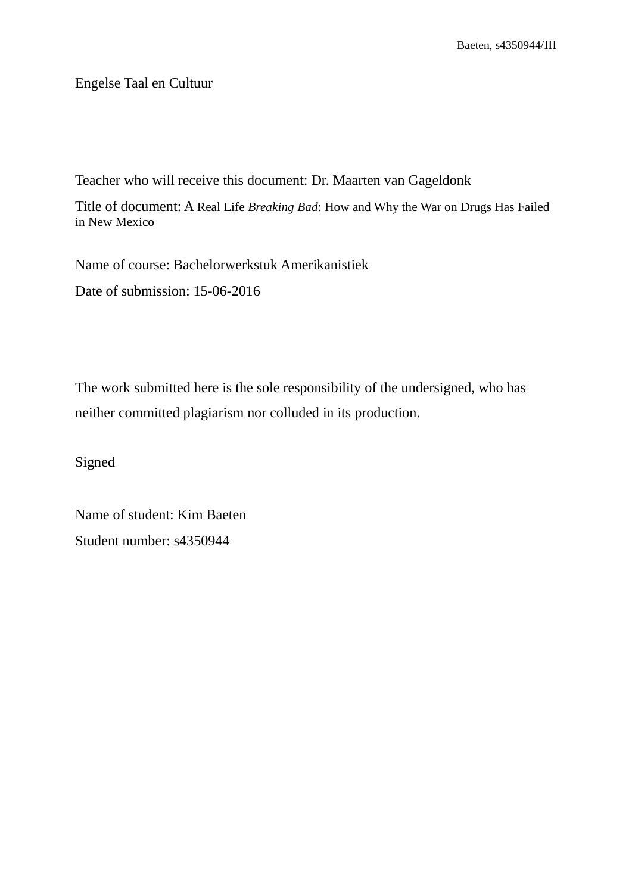Engelse Taal en Cultuur

Teacher who will receive this document: Dr. Maarten van Gageldonk

Title of document: A Real Life *Breaking Bad*: How and Why the War on Drugs Has Failed in New Mexico

Name of course: Bachelorwerkstuk Amerikanistiek

Date of submission: 15-06-2016

The work submitted here is the sole responsibility of the undersigned, who has neither committed plagiarism nor colluded in its production.

Signed

Name of student: Kim Baeten

Student number: s4350944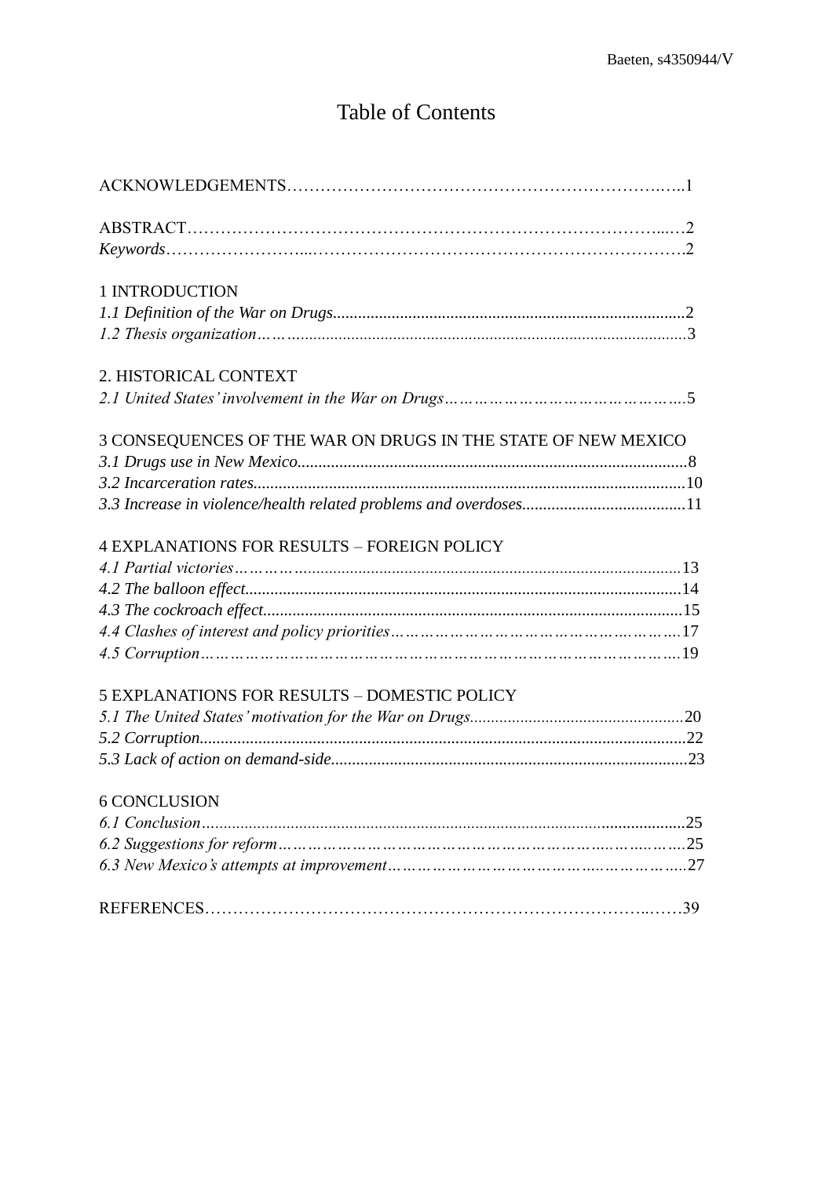# Table of Contents

ACKNOWLEDGEMENTS……………………………………………………………..…..1

ABSTRACT…………………………………………………………………………...…2
*Keywords*……………………...…………………………………………………………2

1 INTRODUCTION
*1.1 Definition of the War on Drugs*..................................................................................2
*1.2 Thesis organization*……............................................................................................3

2. HISTORICAL CONTEXT
*2.1 United States' involvement in the War on Drugs*…………………………………………..5

3 CONSEQUENCES OF THE WAR ON DRUGS IN THE STATE OF NEW MEXICO
*3.1 Drugs use in New Mexico*............................................................................................8
*3.2 Incarceration rates*......................................................................................................10
*3.3 Increase in violence/health related problems and overdoses*.......................................11

4 EXPLANATIONS FOR RESULTS – FOREIGN POLICY
*4.1 Partial victories*………...........................................................................................13
*4.2 The balloon effect*.......................................................................................................14
*4.3 The cockroach effect*...................................................................................................15
*4.4 Clashes of interest and policy priorities*……………………………………….……….17
*4.5 Corruption*…………………………………………………………………………….19

5 EXPLANATIONS FOR RESULTS – DOMESTIC POLICY
*5.1 The United States' motivation for the War on Drugs*..................................................20
*5.2 Corruption*..................................................................................................................22
*5.3 Lack of action on demand-side*....................................................................................23

6 CONCLUSION
*6.1 Conclusion*..................................................................................................................25
*6.2 Suggestions for reform*……………………………………………….……..…….….25
*6.3 New Mexico's attempts at improvement*……………………………….……………..27

REFERENCES………………………………………………………………...……39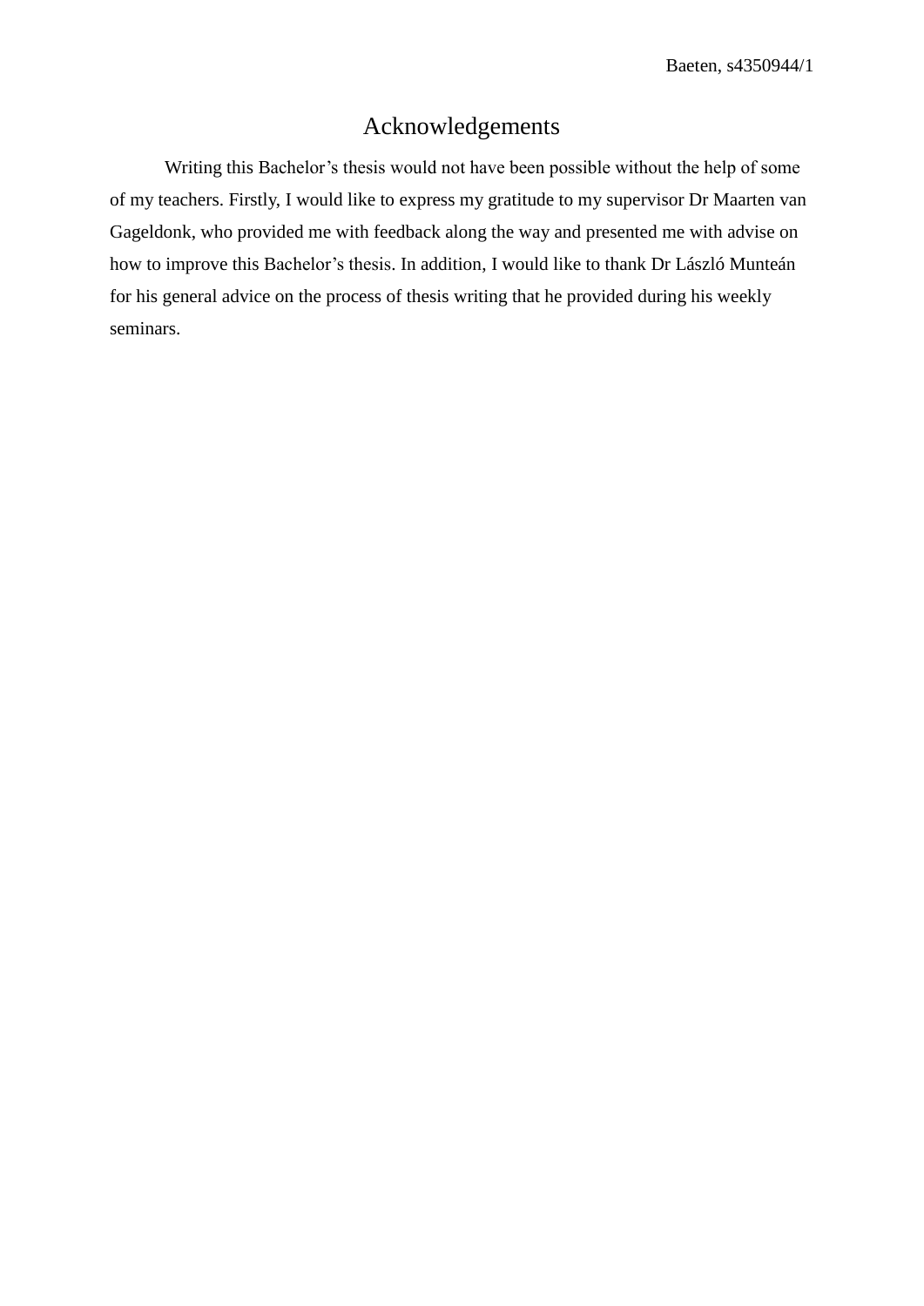# Acknowledgements

Writing this Bachelor's thesis would not have been possible without the help of some of my teachers. Firstly, I would like to express my gratitude to my supervisor Dr Maarten van Gageldonk, who provided me with feedback along the way and presented me with advise on how to improve this Bachelor's thesis. In addition, I would like to thank Dr László Munteán for his general advice on the process of thesis writing that he provided during his weekly seminars.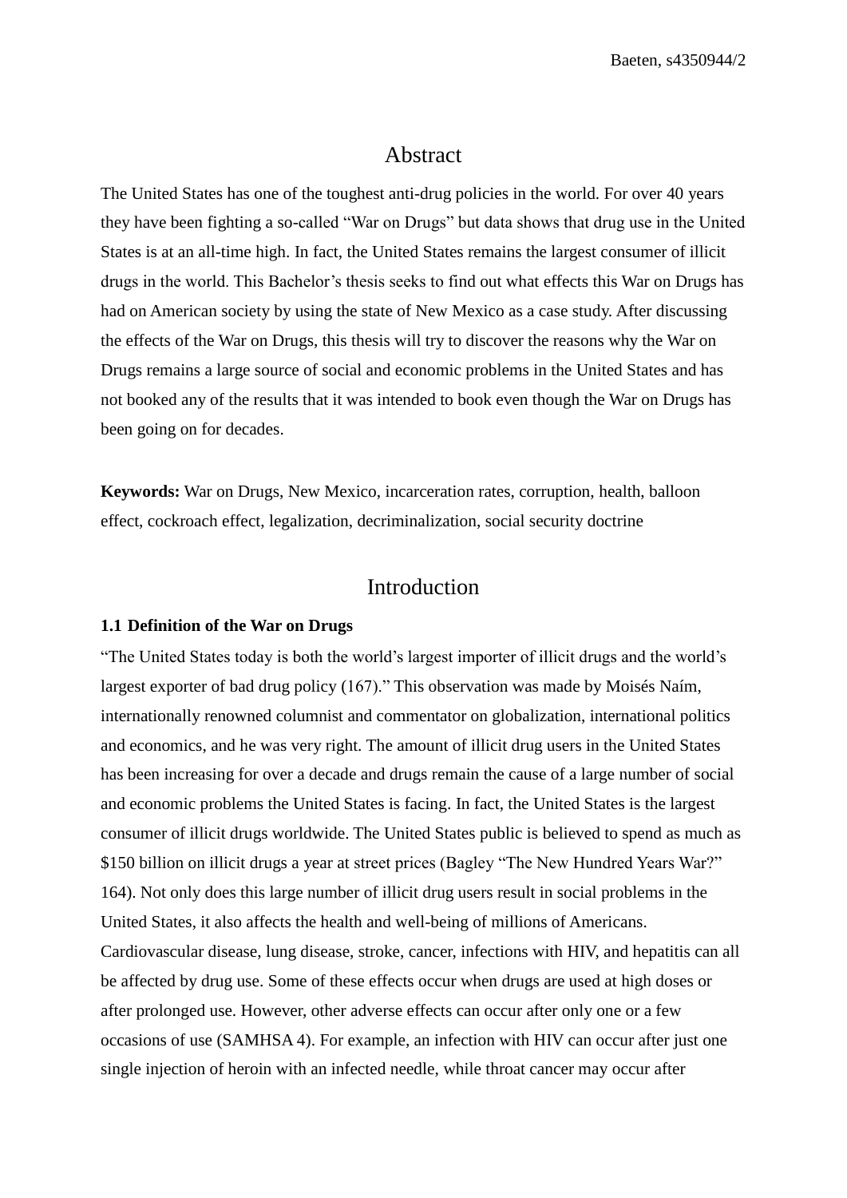# Abstract

The United States has one of the toughest anti-drug policies in the world. For over 40 years they have been fighting a so-called "War on Drugs" but data shows that drug use in the United States is at an all-time high. In fact, the United States remains the largest consumer of illicit drugs in the world. This Bachelor's thesis seeks to find out what effects this War on Drugs has had on American society by using the state of New Mexico as a case study. After discussing the effects of the War on Drugs, this thesis will try to discover the reasons why the War on Drugs remains a large source of social and economic problems in the United States and has not booked any of the results that it was intended to book even though the War on Drugs has been going on for decades.

**Keywords:** War on Drugs, New Mexico, incarceration rates, corruption, health, balloon effect, cockroach effect, legalization, decriminalization, social security doctrine

# Introduction

### 1.1 Definition of the War on Drugs

"The United States today is both the world's largest importer of illicit drugs and the world's largest exporter of bad drug policy (167)." This observation was made by Moisés Naím, internationally renowned columnist and commentator on globalization, international politics and economics, and he was very right. The amount of illicit drug users in the United States has been increasing for over a decade and drugs remain the cause of a large number of social and economic problems the United States is facing. In fact, the United States is the largest consumer of illicit drugs worldwide. The United States public is believed to spend as much as $150 billion on illicit drugs a year at street prices (Bagley "The New Hundred Years War?" 164). Not only does this large number of illicit drug users result in social problems in the United States, it also affects the health and well-being of millions of Americans. Cardiovascular disease, lung disease, stroke, cancer, infections with HIV, and hepatitis can all be affected by drug use. Some of these effects occur when drugs are used at high doses or after prolonged use. However, other adverse effects can occur after only one or a few occasions of use (SAMHSA 4). For example, an infection with HIV can occur after just one single injection of heroin with an infected needle, while throat cancer may occur after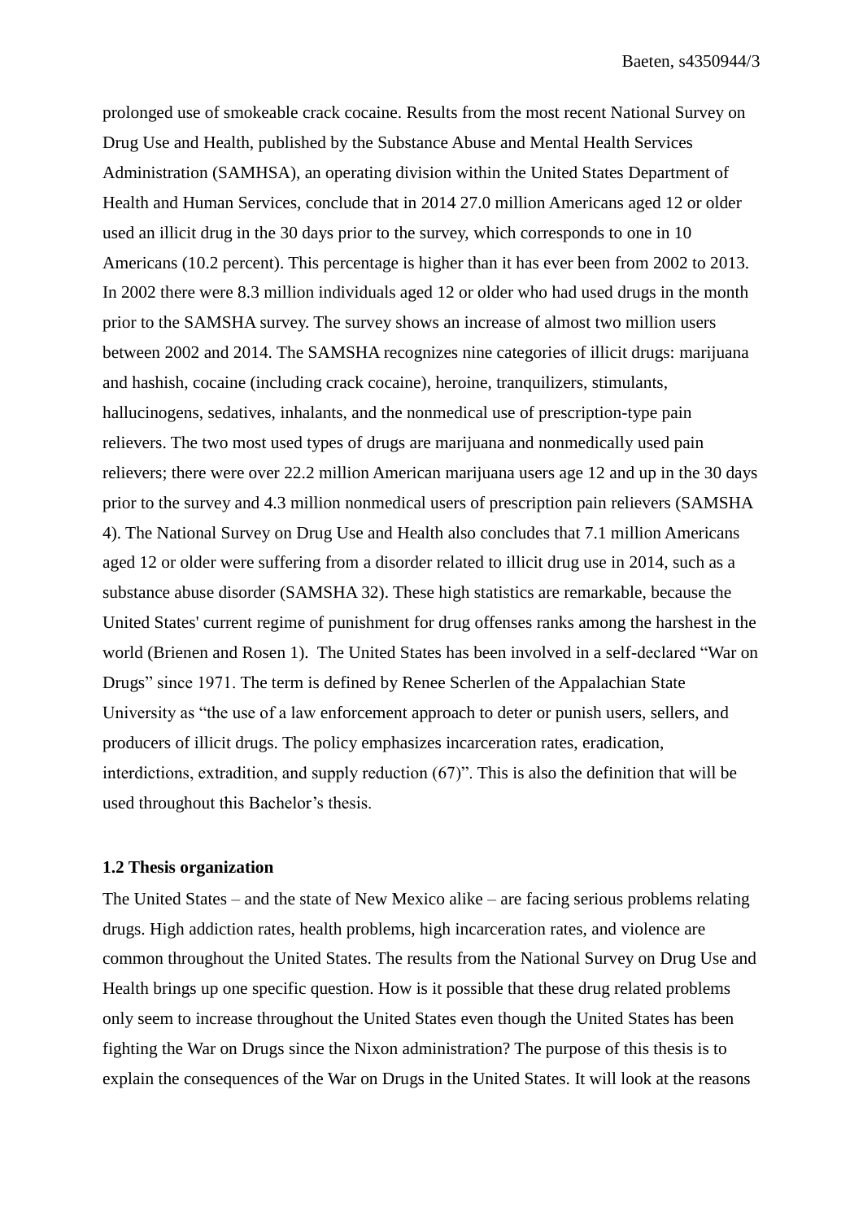prolonged use of smokeable crack cocaine. Results from the most recent National Survey on Drug Use and Health, published by the Substance Abuse and Mental Health Services Administration (SAMHSA), an operating division within the United States Department of Health and Human Services, conclude that in 2014 27.0 million Americans aged 12 or older used an illicit drug in the 30 days prior to the survey, which corresponds to one in 10 Americans (10.2 percent). This percentage is higher than it has ever been from 2002 to 2013. In 2002 there were 8.3 million individuals aged 12 or older who had used drugs in the month prior to the SAMSHA survey. The survey shows an increase of almost two million users between 2002 and 2014. The SAMSHA recognizes nine categories of illicit drugs: marijuana and hashish, cocaine (including crack cocaine), heroine, tranquilizers, stimulants, hallucinogens, sedatives, inhalants, and the nonmedical use of prescription-type pain relievers. The two most used types of drugs are marijuana and nonmedically used pain relievers; there were over 22.2 million American marijuana users age 12 and up in the 30 days prior to the survey and 4.3 million nonmedical users of prescription pain relievers (SAMSHA 4). The National Survey on Drug Use and Health also concludes that 7.1 million Americans aged 12 or older were suffering from a disorder related to illicit drug use in 2014, such as a substance abuse disorder (SAMSHA 32). These high statistics are remarkable, because the United States' current regime of punishment for drug offenses ranks among the harshest in the world (Brienen and Rosen 1). The United States has been involved in a self-declared "War on Drugs" since 1971. The term is defined by Renee Scherlen of the Appalachian State University as "the use of a law enforcement approach to deter or punish users, sellers, and producers of illicit drugs. The policy emphasizes incarceration rates, eradication, interdictions, extradition, and supply reduction (67)". This is also the definition that will be used throughout this Bachelor's thesis.

### 1.2 Thesis organization

The United States – and the state of New Mexico alike – are facing serious problems relating drugs. High addiction rates, health problems, high incarceration rates, and violence are common throughout the United States. The results from the National Survey on Drug Use and Health brings up one specific question. How is it possible that these drug related problems only seem to increase throughout the United States even though the United States has been fighting the War on Drugs since the Nixon administration? The purpose of this thesis is to explain the consequences of the War on Drugs in the United States. It will look at the reasons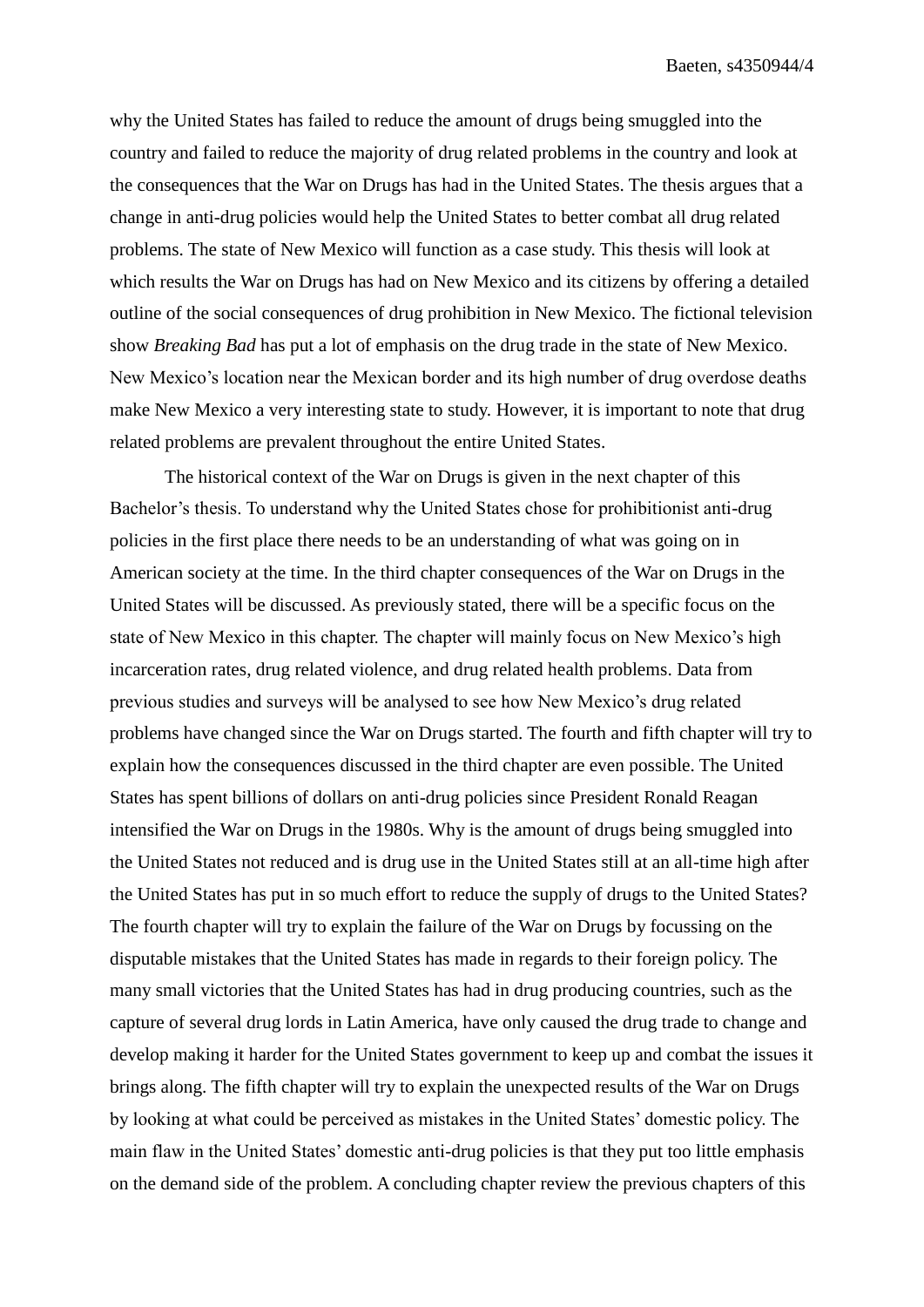why the United States has failed to reduce the amount of drugs being smuggled into the country and failed to reduce the majority of drug related problems in the country and look at the consequences that the War on Drugs has had in the United States. The thesis argues that a change in anti-drug policies would help the United States to better combat all drug related problems. The state of New Mexico will function as a case study. This thesis will look at which results the War on Drugs has had on New Mexico and its citizens by offering a detailed outline of the social consequences of drug prohibition in New Mexico. The fictional television show *Breaking Bad* has put a lot of emphasis on the drug trade in the state of New Mexico. New Mexico's location near the Mexican border and its high number of drug overdose deaths make New Mexico a very interesting state to study. However, it is important to note that drug related problems are prevalent throughout the entire United States.

The historical context of the War on Drugs is given in the next chapter of this Bachelor's thesis. To understand why the United States chose for prohibitionist anti-drug policies in the first place there needs to be an understanding of what was going on in American society at the time. In the third chapter consequences of the War on Drugs in the United States will be discussed. As previously stated, there will be a specific focus on the state of New Mexico in this chapter. The chapter will mainly focus on New Mexico's high incarceration rates, drug related violence, and drug related health problems. Data from previous studies and surveys will be analysed to see how New Mexico's drug related problems have changed since the War on Drugs started. The fourth and fifth chapter will try to explain how the consequences discussed in the third chapter are even possible. The United States has spent billions of dollars on anti-drug policies since President Ronald Reagan intensified the War on Drugs in the 1980s. Why is the amount of drugs being smuggled into the United States not reduced and is drug use in the United States still at an all-time high after the United States has put in so much effort to reduce the supply of drugs to the United States? The fourth chapter will try to explain the failure of the War on Drugs by focussing on the disputable mistakes that the United States has made in regards to their foreign policy. The many small victories that the United States has had in drug producing countries, such as the capture of several drug lords in Latin America, have only caused the drug trade to change and develop making it harder for the United States government to keep up and combat the issues it brings along. The fifth chapter will try to explain the unexpected results of the War on Drugs by looking at what could be perceived as mistakes in the United States' domestic policy. The main flaw in the United States' domestic anti-drug policies is that they put too little emphasis on the demand side of the problem. A concluding chapter review the previous chapters of this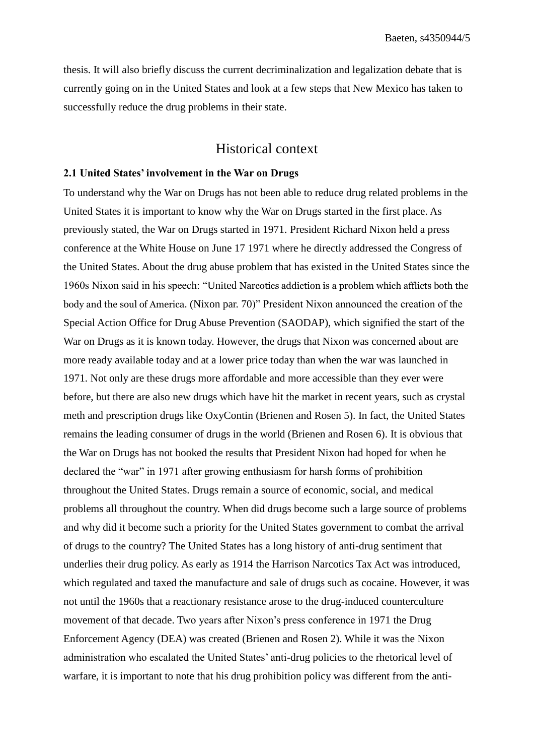thesis. It will also briefly discuss the current decriminalization and legalization debate that is currently going on in the United States and look at a few steps that New Mexico has taken to successfully reduce the drug problems in their state.

## Historical context

### 2.1 United States' involvement in the War on Drugs

To understand why the War on Drugs has not been able to reduce drug related problems in the United States it is important to know why the War on Drugs started in the first place. As previously stated, the War on Drugs started in 1971. President Richard Nixon held a press conference at the White House on June 17 1971 where he directly addressed the Congress of the United States. About the drug abuse problem that has existed in the United States since the 1960s Nixon said in his speech: "United Narcotics addiction is a problem which afflicts both the body and the soul of America. (Nixon par. 70)" President Nixon announced the creation of the Special Action Office for Drug Abuse Prevention (SAODAP), which signified the start of the War on Drugs as it is known today. However, the drugs that Nixon was concerned about are more ready available today and at a lower price today than when the war was launched in 1971. Not only are these drugs more affordable and more accessible than they ever were before, but there are also new drugs which have hit the market in recent years, such as crystal meth and prescription drugs like OxyContin (Brienen and Rosen 5). In fact, the United States remains the leading consumer of drugs in the world (Brienen and Rosen 6). It is obvious that the War on Drugs has not booked the results that President Nixon had hoped for when he declared the "war" in 1971 after growing enthusiasm for harsh forms of prohibition throughout the United States. Drugs remain a source of economic, social, and medical problems all throughout the country. When did drugs become such a large source of problems and why did it become such a priority for the United States government to combat the arrival of drugs to the country? The United States has a long history of anti-drug sentiment that underlies their drug policy. As early as 1914 the Harrison Narcotics Tax Act was introduced, which regulated and taxed the manufacture and sale of drugs such as cocaine. However, it was not until the 1960s that a reactionary resistance arose to the drug-induced counterculture movement of that decade. Two years after Nixon's press conference in 1971 the Drug Enforcement Agency (DEA) was created (Brienen and Rosen 2). While it was the Nixon administration who escalated the United States' anti-drug policies to the rhetorical level of warfare, it is important to note that his drug prohibition policy was different from the anti-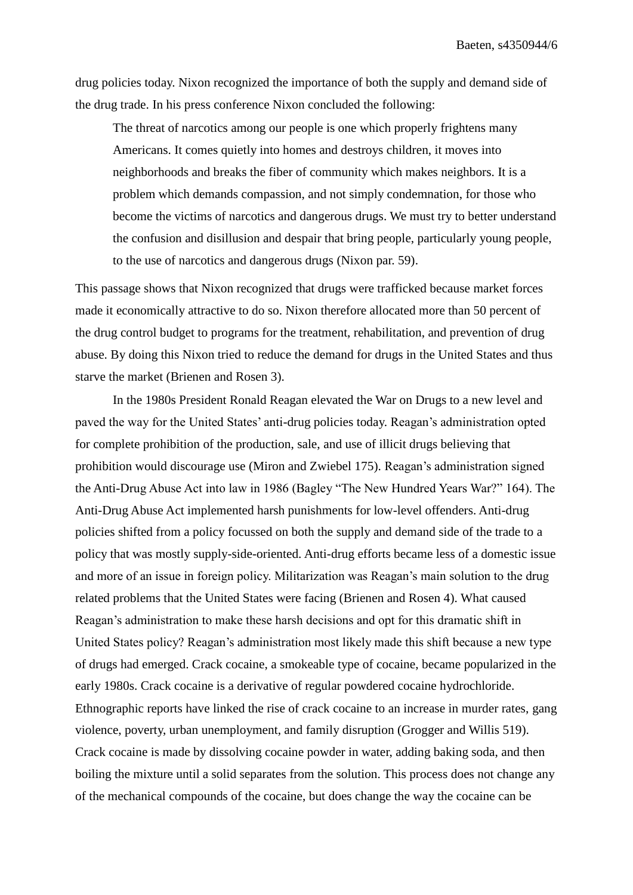drug policies today. Nixon recognized the importance of both the supply and demand side of the drug trade. In his press conference Nixon concluded the following:

> The threat of narcotics among our people is one which properly frightens many Americans. It comes quietly into homes and destroys children, it moves into neighborhoods and breaks the fiber of community which makes neighbors. It is a problem which demands compassion, and not simply condemnation, for those who become the victims of narcotics and dangerous drugs. We must try to better understand the confusion and disillusion and despair that bring people, particularly young people, to the use of narcotics and dangerous drugs (Nixon par. 59).

This passage shows that Nixon recognized that drugs were trafficked because market forces made it economically attractive to do so. Nixon therefore allocated more than 50 percent of the drug control budget to programs for the treatment, rehabilitation, and prevention of drug abuse. By doing this Nixon tried to reduce the demand for drugs in the United States and thus starve the market (Brienen and Rosen 3).

In the 1980s President Ronald Reagan elevated the War on Drugs to a new level and paved the way for the United States' anti-drug policies today. Reagan's administration opted for complete prohibition of the production, sale, and use of illicit drugs believing that prohibition would discourage use (Miron and Zwiebel 175). Reagan's administration signed the Anti-Drug Abuse Act into law in 1986 (Bagley "The New Hundred Years War?" 164). The Anti-Drug Abuse Act implemented harsh punishments for low-level offenders. Anti-drug policies shifted from a policy focussed on both the supply and demand side of the trade to a policy that was mostly supply-side-oriented. Anti-drug efforts became less of a domestic issue and more of an issue in foreign policy. Militarization was Reagan's main solution to the drug related problems that the United States were facing (Brienen and Rosen 4). What caused Reagan's administration to make these harsh decisions and opt for this dramatic shift in United States policy? Reagan's administration most likely made this shift because a new type of drugs had emerged. Crack cocaine, a smokeable type of cocaine, became popularized in the early 1980s. Crack cocaine is a derivative of regular powdered cocaine hydrochloride. Ethnographic reports have linked the rise of crack cocaine to an increase in murder rates, gang violence, poverty, urban unemployment, and family disruption (Grogger and Willis 519). Crack cocaine is made by dissolving cocaine powder in water, adding baking soda, and then boiling the mixture until a solid separates from the solution. This process does not change any of the mechanical compounds of the cocaine, but does change the way the cocaine can be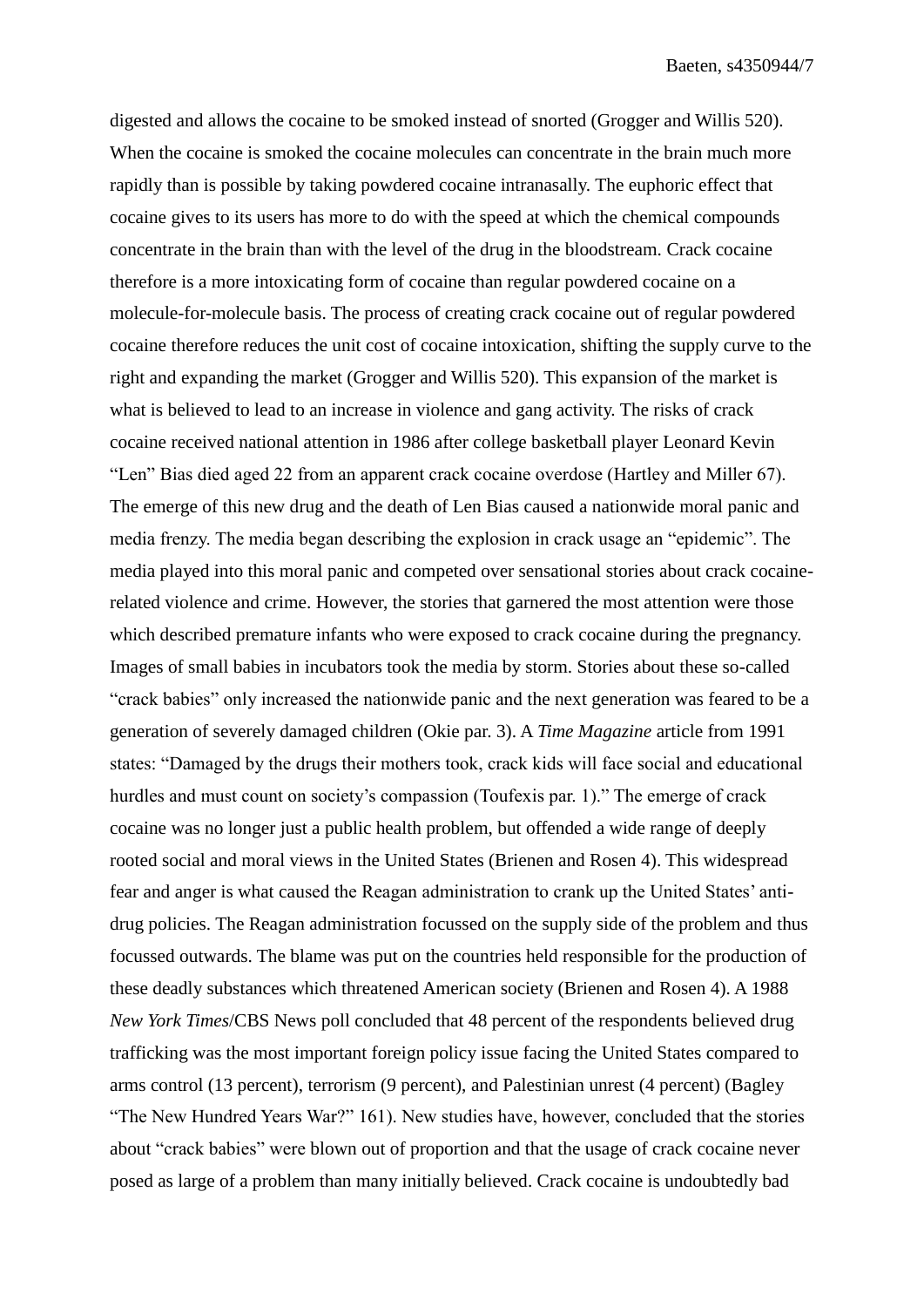digested and allows the cocaine to be smoked instead of snorted (Grogger and Willis 520). When the cocaine is smoked the cocaine molecules can concentrate in the brain much more rapidly than is possible by taking powdered cocaine intranasally. The euphoric effect that cocaine gives to its users has more to do with the speed at which the chemical compounds concentrate in the brain than with the level of the drug in the bloodstream. Crack cocaine therefore is a more intoxicating form of cocaine than regular powdered cocaine on a molecule-for-molecule basis. The process of creating crack cocaine out of regular powdered cocaine therefore reduces the unit cost of cocaine intoxication, shifting the supply curve to the right and expanding the market (Grogger and Willis 520). This expansion of the market is what is believed to lead to an increase in violence and gang activity. The risks of crack cocaine received national attention in 1986 after college basketball player Leonard Kevin "Len" Bias died aged 22 from an apparent crack cocaine overdose (Hartley and Miller 67). The emerge of this new drug and the death of Len Bias caused a nationwide moral panic and media frenzy. The media began describing the explosion in crack usage an "epidemic". The media played into this moral panic and competed over sensational stories about crack cocaine-related violence and crime. However, the stories that garnered the most attention were those which described premature infants who were exposed to crack cocaine during the pregnancy. Images of small babies in incubators took the media by storm. Stories about these so-called "crack babies" only increased the nationwide panic and the next generation was feared to be a generation of severely damaged children (Okie par. 3). A *Time Magazine* article from 1991 states: "Damaged by the drugs their mothers took, crack kids will face social and educational hurdles and must count on society's compassion (Toufexis par. 1)." The emerge of crack cocaine was no longer just a public health problem, but offended a wide range of deeply rooted social and moral views in the United States (Brienen and Rosen 4). This widespread fear and anger is what caused the Reagan administration to crank up the United States' anti-drug policies. The Reagan administration focussed on the supply side of the problem and thus focussed outwards. The blame was put on the countries held responsible for the production of these deadly substances which threatened American society (Brienen and Rosen 4). A 1988 *New York Times*/CBS News poll concluded that 48 percent of the respondents believed drug trafficking was the most important foreign policy issue facing the United States compared to arms control (13 percent), terrorism (9 percent), and Palestinian unrest (4 percent) (Bagley "The New Hundred Years War?" 161). New studies have, however, concluded that the stories about "crack babies" were blown out of proportion and that the usage of crack cocaine never posed as large of a problem than many initially believed. Crack cocaine is undoubtedly bad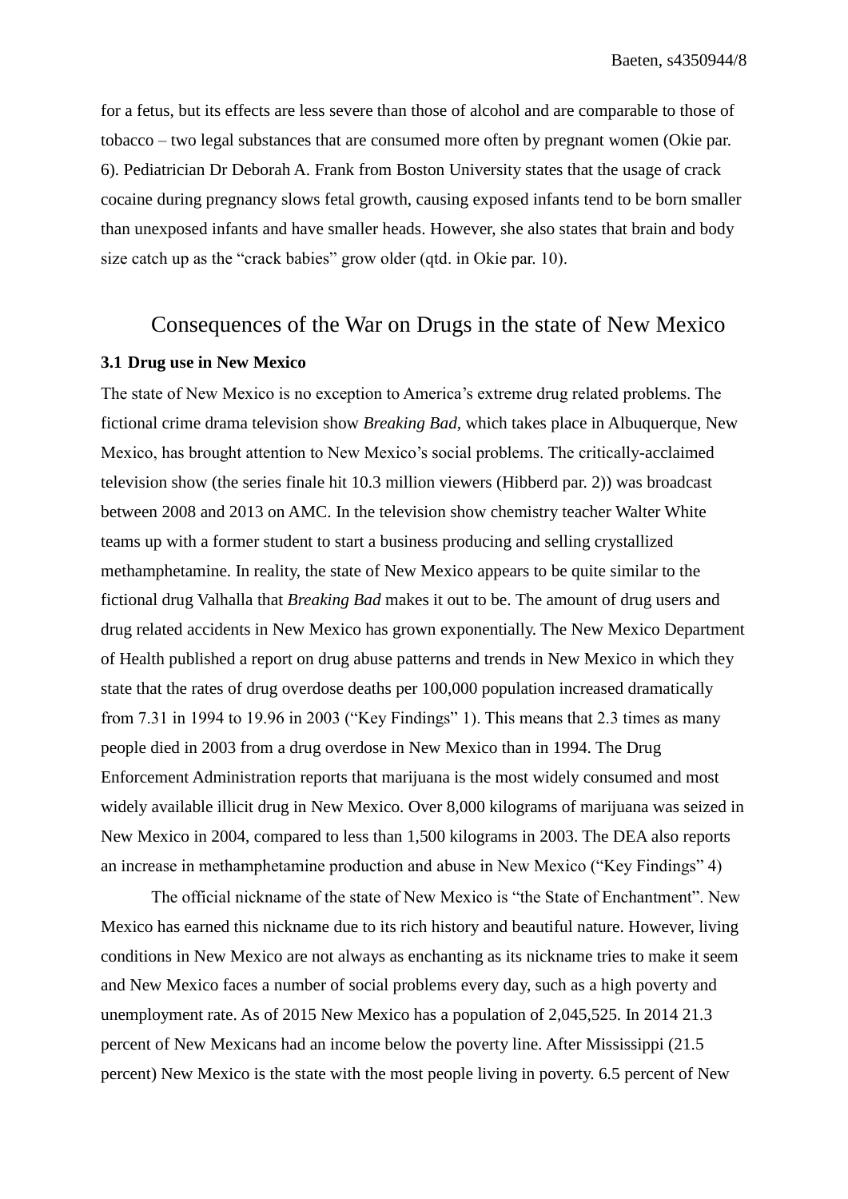for a fetus, but its effects are less severe than those of alcohol and are comparable to those of tobacco – two legal substances that are consumed more often by pregnant women (Okie par. 6). Pediatrician Dr Deborah A. Frank from Boston University states that the usage of crack cocaine during pregnancy slows fetal growth, causing exposed infants tend to be born smaller than unexposed infants and have smaller heads. However, she also states that brain and body size catch up as the "crack babies" grow older (qtd. in Okie par. 10).

## Consequences of the War on Drugs in the state of New Mexico

### 3.1 Drug use in New Mexico

The state of New Mexico is no exception to America's extreme drug related problems. The fictional crime drama television show *Breaking Bad,* which takes place in Albuquerque, New Mexico, has brought attention to New Mexico's social problems. The critically-acclaimed television show (the series finale hit 10.3 million viewers (Hibberd par. 2)) was broadcast between 2008 and 2013 on AMC. In the television show chemistry teacher Walter White teams up with a former student to start a business producing and selling crystallized methamphetamine. In reality, the state of New Mexico appears to be quite similar to the fictional drug Valhalla that *Breaking Bad* makes it out to be. The amount of drug users and drug related accidents in New Mexico has grown exponentially. The New Mexico Department of Health published a report on drug abuse patterns and trends in New Mexico in which they state that the rates of drug overdose deaths per 100,000 population increased dramatically from 7.31 in 1994 to 19.96 in 2003 ("Key Findings" 1). This means that 2.3 times as many people died in 2003 from a drug overdose in New Mexico than in 1994. The Drug Enforcement Administration reports that marijuana is the most widely consumed and most widely available illicit drug in New Mexico. Over 8,000 kilograms of marijuana was seized in New Mexico in 2004, compared to less than 1,500 kilograms in 2003. The DEA also reports an increase in methamphetamine production and abuse in New Mexico ("Key Findings" 4)

The official nickname of the state of New Mexico is "the State of Enchantment". New Mexico has earned this nickname due to its rich history and beautiful nature. However, living conditions in New Mexico are not always as enchanting as its nickname tries to make it seem and New Mexico faces a number of social problems every day, such as a high poverty and unemployment rate. As of 2015 New Mexico has a population of 2,045,525. In 2014 21.3 percent of New Mexicans had an income below the poverty line. After Mississippi (21.5 percent) New Mexico is the state with the most people living in poverty. 6.5 percent of New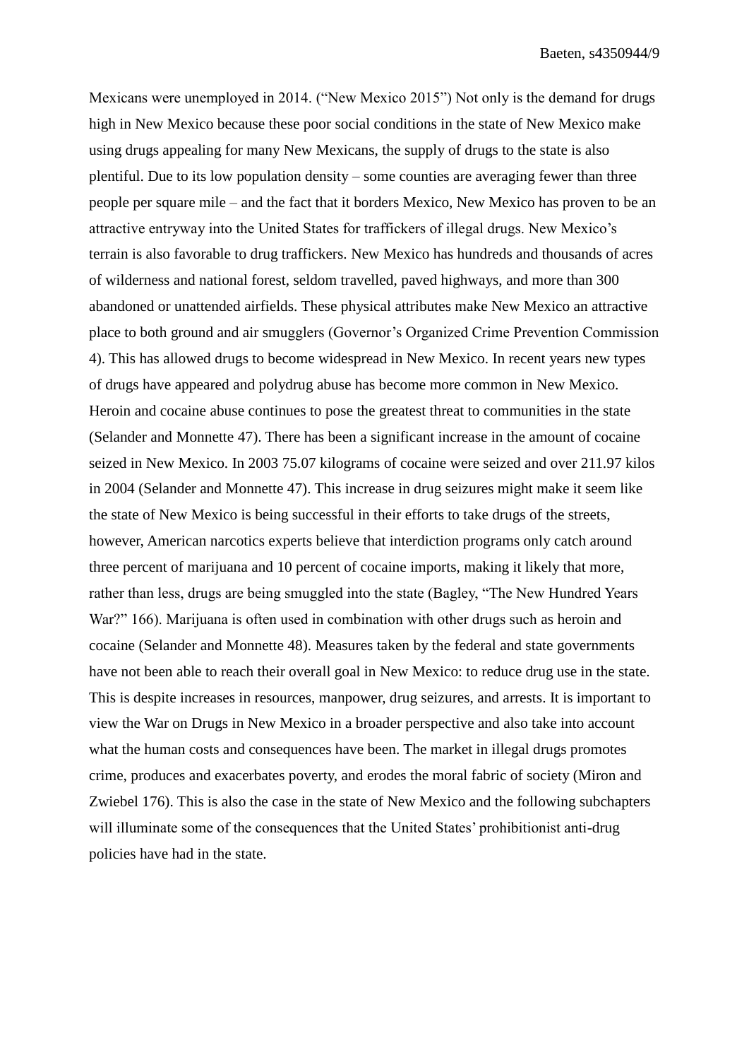Mexicans were unemployed in 2014. ("New Mexico 2015") Not only is the demand for drugs high in New Mexico because these poor social conditions in the state of New Mexico make using drugs appealing for many New Mexicans, the supply of drugs to the state is also plentiful. Due to its low population density – some counties are averaging fewer than three people per square mile – and the fact that it borders Mexico, New Mexico has proven to be an attractive entryway into the United States for traffickers of illegal drugs. New Mexico's terrain is also favorable to drug traffickers. New Mexico has hundreds and thousands of acres of wilderness and national forest, seldom travelled, paved highways, and more than 300 abandoned or unattended airfields. These physical attributes make New Mexico an attractive place to both ground and air smugglers (Governor's Organized Crime Prevention Commission 4). This has allowed drugs to become widespread in New Mexico. In recent years new types of drugs have appeared and polydrug abuse has become more common in New Mexico. Heroin and cocaine abuse continues to pose the greatest threat to communities in the state (Selander and Monnette 47). There has been a significant increase in the amount of cocaine seized in New Mexico. In 2003 75.07 kilograms of cocaine were seized and over 211.97 kilos in 2004 (Selander and Monnette 47). This increase in drug seizures might make it seem like the state of New Mexico is being successful in their efforts to take drugs of the streets, however, American narcotics experts believe that interdiction programs only catch around three percent of marijuana and 10 percent of cocaine imports, making it likely that more, rather than less, drugs are being smuggled into the state (Bagley, "The New Hundred Years War?" 166). Marijuana is often used in combination with other drugs such as heroin and cocaine (Selander and Monnette 48). Measures taken by the federal and state governments have not been able to reach their overall goal in New Mexico: to reduce drug use in the state. This is despite increases in resources, manpower, drug seizures, and arrests. It is important to view the War on Drugs in New Mexico in a broader perspective and also take into account what the human costs and consequences have been. The market in illegal drugs promotes crime, produces and exacerbates poverty, and erodes the moral fabric of society (Miron and Zwiebel 176). This is also the case in the state of New Mexico and the following subchapters will illuminate some of the consequences that the United States' prohibitionist anti-drug policies have had in the state.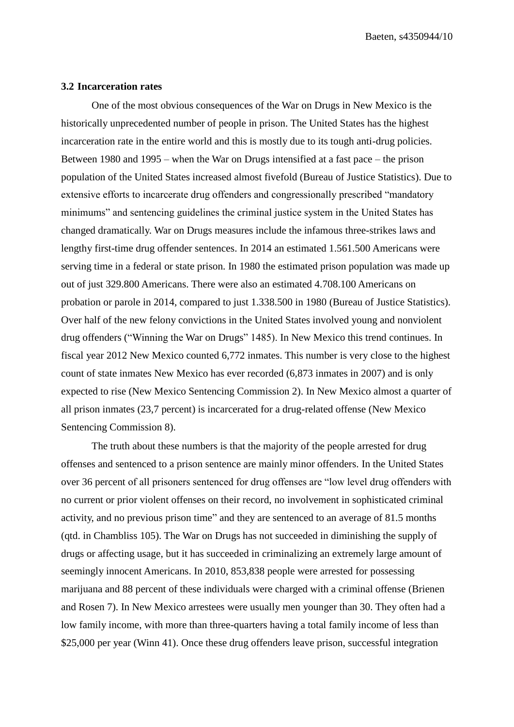### 3.2 Incarceration rates

One of the most obvious consequences of the War on Drugs in New Mexico is the historically unprecedented number of people in prison. The United States has the highest incarceration rate in the entire world and this is mostly due to its tough anti-drug policies. Between 1980 and 1995 – when the War on Drugs intensified at a fast pace – the prison population of the United States increased almost fivefold (Bureau of Justice Statistics). Due to extensive efforts to incarcerate drug offenders and congressionally prescribed "mandatory minimums" and sentencing guidelines the criminal justice system in the United States has changed dramatically. War on Drugs measures include the infamous three-strikes laws and lengthy first-time drug offender sentences. In 2014 an estimated 1.561.500 Americans were serving time in a federal or state prison. In 1980 the estimated prison population was made up out of just 329.800 Americans. There were also an estimated 4.708.100 Americans on probation or parole in 2014, compared to just 1.338.500 in 1980 (Bureau of Justice Statistics). Over half of the new felony convictions in the United States involved young and nonviolent drug offenders ("Winning the War on Drugs" 1485). In New Mexico this trend continues. In fiscal year 2012 New Mexico counted 6,772 inmates. This number is very close to the highest count of state inmates New Mexico has ever recorded (6,873 inmates in 2007) and is only expected to rise (New Mexico Sentencing Commission 2). In New Mexico almost a quarter of all prison inmates (23,7 percent) is incarcerated for a drug-related offense (New Mexico Sentencing Commission 8).

The truth about these numbers is that the majority of the people arrested for drug offenses and sentenced to a prison sentence are mainly minor offenders. In the United States over 36 percent of all prisoners sentenced for drug offenses are "low level drug offenders with no current or prior violent offenses on their record, no involvement in sophisticated criminal activity, and no previous prison time" and they are sentenced to an average of 81.5 months (qtd. in Chambliss 105). The War on Drugs has not succeeded in diminishing the supply of drugs or affecting usage, but it has succeeded in criminalizing an extremely large amount of seemingly innocent Americans. In 2010, 853,838 people were arrested for possessing marijuana and 88 percent of these individuals were charged with a criminal offense (Brienen and Rosen 7). In New Mexico arrestees were usually men younger than 30. They often had a low family income, with more than three-quarters having a total family income of less than $25,000 per year (Winn 41). Once these drug offenders leave prison, successful integration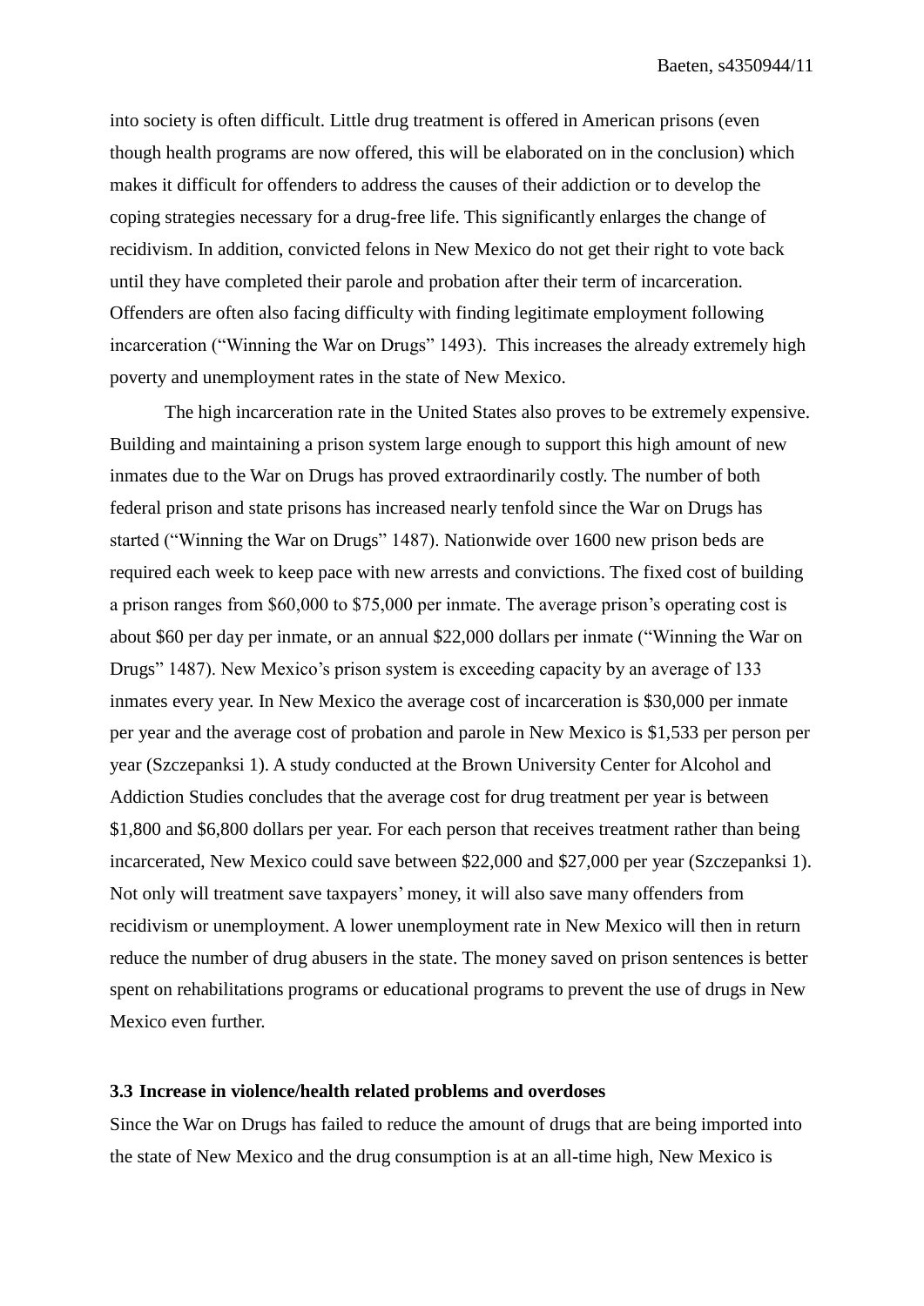into society is often difficult. Little drug treatment is offered in American prisons (even though health programs are now offered, this will be elaborated on in the conclusion) which makes it difficult for offenders to address the causes of their addiction or to develop the coping strategies necessary for a drug-free life. This significantly enlarges the change of recidivism. In addition, convicted felons in New Mexico do not get their right to vote back until they have completed their parole and probation after their term of incarceration. Offenders are often also facing difficulty with finding legitimate employment following incarceration ("Winning the War on Drugs" 1493). This increases the already extremely high poverty and unemployment rates in the state of New Mexico.

The high incarceration rate in the United States also proves to be extremely expensive. Building and maintaining a prison system large enough to support this high amount of new inmates due to the War on Drugs has proved extraordinarily costly. The number of both federal prison and state prisons has increased nearly tenfold since the War on Drugs has started ("Winning the War on Drugs" 1487). Nationwide over 1600 new prison beds are required each week to keep pace with new arrests and convictions. The fixed cost of building a prison ranges from $60,000 to $75,000 per inmate. The average prison's operating cost is about $60 per day per inmate, or an annual $22,000 dollars per inmate ("Winning the War on Drugs" 1487). New Mexico's prison system is exceeding capacity by an average of 133 inmates every year. In New Mexico the average cost of incarceration is $30,000 per inmate per year and the average cost of probation and parole in New Mexico is $1,533 per person per year (Szczepanksi 1). A study conducted at the Brown University Center for Alcohol and Addiction Studies concludes that the average cost for drug treatment per year is between $1,800 and $6,800 dollars per year. For each person that receives treatment rather than being incarcerated, New Mexico could save between $22,000 and $27,000 per year (Szczepanksi 1). Not only will treatment save taxpayers' money, it will also save many offenders from recidivism or unemployment. A lower unemployment rate in New Mexico will then in return reduce the number of drug abusers in the state. The money saved on prison sentences is better spent on rehabilitations programs or educational programs to prevent the use of drugs in New Mexico even further.

### 3.3 Increase in violence/health related problems and overdoses

Since the War on Drugs has failed to reduce the amount of drugs that are being imported into the state of New Mexico and the drug consumption is at an all-time high, New Mexico is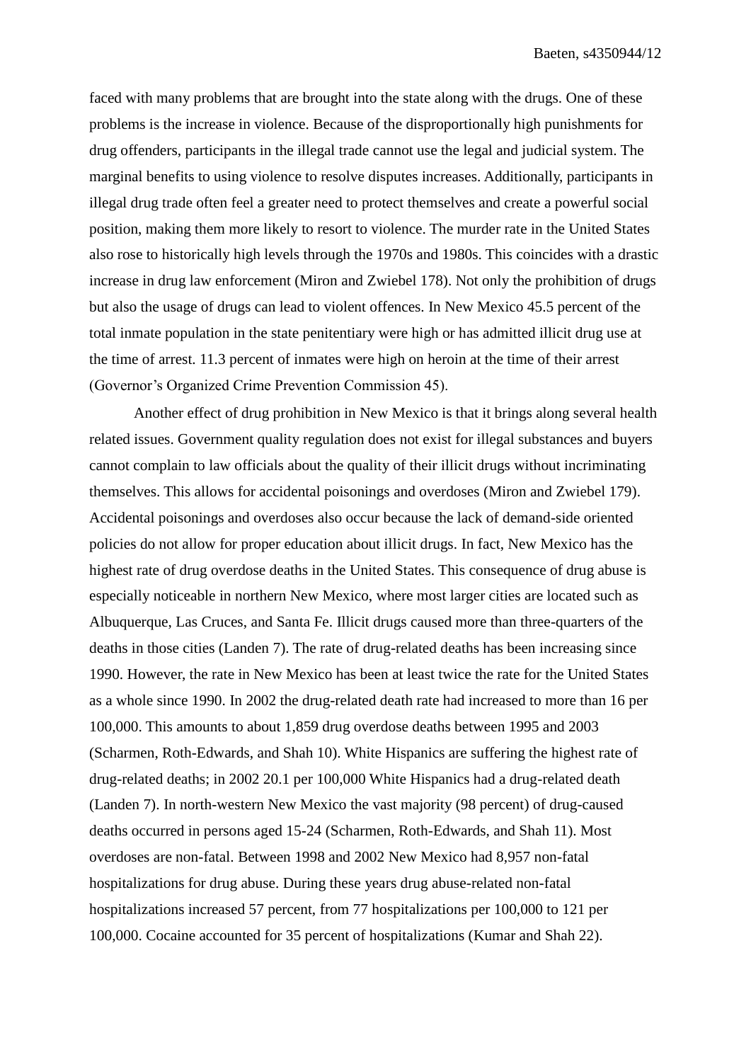faced with many problems that are brought into the state along with the drugs. One of these problems is the increase in violence. Because of the disproportionally high punishments for drug offenders, participants in the illegal trade cannot use the legal and judicial system. The marginal benefits to using violence to resolve disputes increases. Additionally, participants in illegal drug trade often feel a greater need to protect themselves and create a powerful social position, making them more likely to resort to violence. The murder rate in the United States also rose to historically high levels through the 1970s and 1980s. This coincides with a drastic increase in drug law enforcement (Miron and Zwiebel 178). Not only the prohibition of drugs but also the usage of drugs can lead to violent offences. In New Mexico 45.5 percent of the total inmate population in the state penitentiary were high or has admitted illicit drug use at the time of arrest. 11.3 percent of inmates were high on heroin at the time of their arrest (Governor's Organized Crime Prevention Commission 45).

Another effect of drug prohibition in New Mexico is that it brings along several health related issues. Government quality regulation does not exist for illegal substances and buyers cannot complain to law officials about the quality of their illicit drugs without incriminating themselves. This allows for accidental poisonings and overdoses (Miron and Zwiebel 179). Accidental poisonings and overdoses also occur because the lack of demand-side oriented policies do not allow for proper education about illicit drugs. In fact, New Mexico has the highest rate of drug overdose deaths in the United States. This consequence of drug abuse is especially noticeable in northern New Mexico, where most larger cities are located such as Albuquerque, Las Cruces, and Santa Fe. Illicit drugs caused more than three-quarters of the deaths in those cities (Landen 7). The rate of drug-related deaths has been increasing since 1990. However, the rate in New Mexico has been at least twice the rate for the United States as a whole since 1990. In 2002 the drug-related death rate had increased to more than 16 per 100,000. This amounts to about 1,859 drug overdose deaths between 1995 and 2003 (Scharmen, Roth-Edwards, and Shah 10). White Hispanics are suffering the highest rate of drug-related deaths; in 2002 20.1 per 100,000 White Hispanics had a drug-related death (Landen 7). In north-western New Mexico the vast majority (98 percent) of drug-caused deaths occurred in persons aged 15-24 (Scharmen, Roth-Edwards, and Shah 11). Most overdoses are non-fatal. Between 1998 and 2002 New Mexico had 8,957 non-fatal hospitalizations for drug abuse. During these years drug abuse-related non-fatal hospitalizations increased 57 percent, from 77 hospitalizations per 100,000 to 121 per 100,000. Cocaine accounted for 35 percent of hospitalizations (Kumar and Shah 22).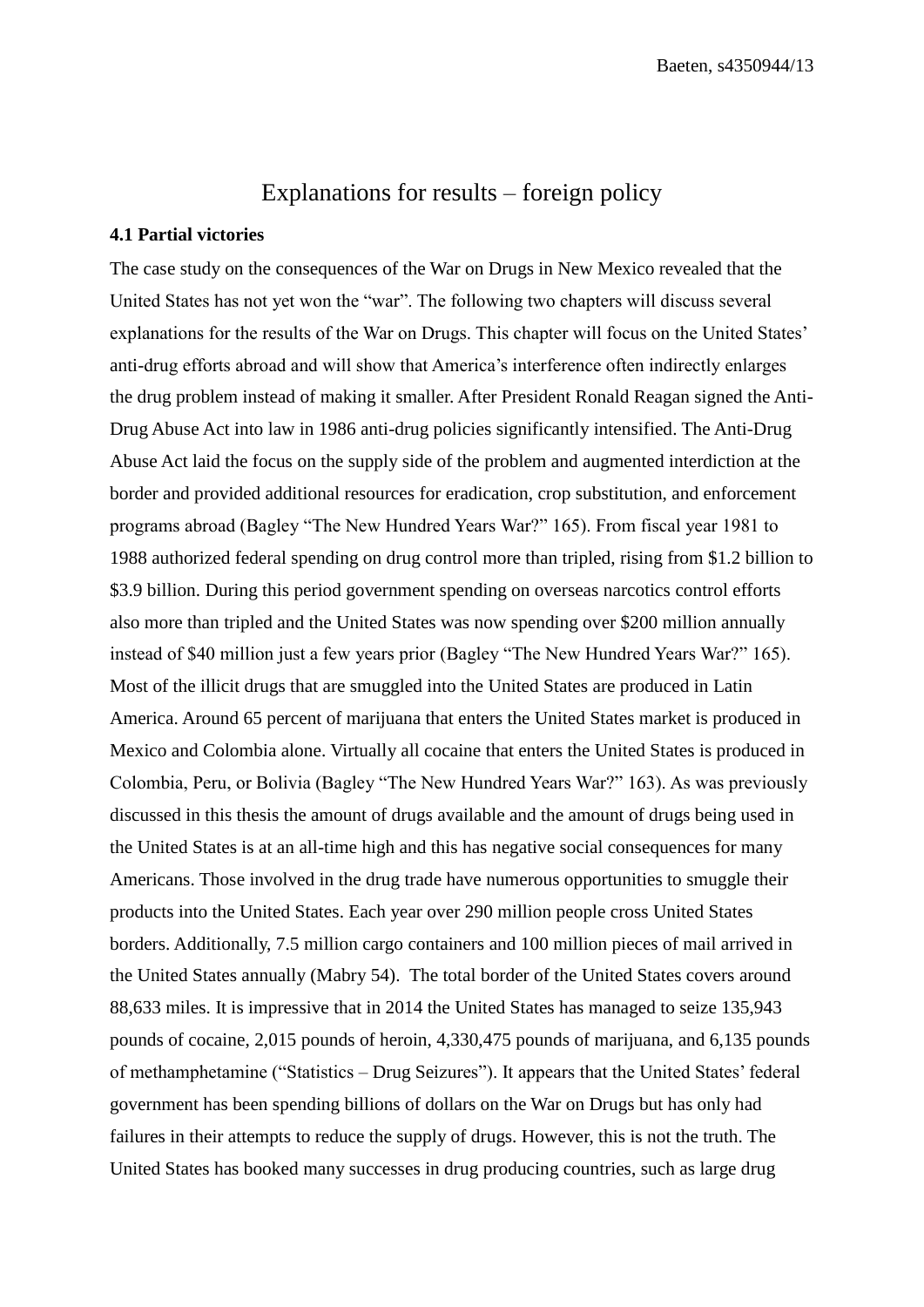# Explanations for results – foreign policy

**4.1 Partial victories**

The case study on the consequences of the War on Drugs in New Mexico revealed that the United States has not yet won the "war". The following two chapters will discuss several explanations for the results of the War on Drugs. This chapter will focus on the United States' anti-drug efforts abroad and will show that America's interference often indirectly enlarges the drug problem instead of making it smaller. After President Ronald Reagan signed the Anti-Drug Abuse Act into law in 1986 anti-drug policies significantly intensified. The Anti-Drug Abuse Act laid the focus on the supply side of the problem and augmented interdiction at the border and provided additional resources for eradication, crop substitution, and enforcement programs abroad (Bagley "The New Hundred Years War?" 165). From fiscal year 1981 to 1988 authorized federal spending on drug control more than tripled, rising from $1.2 billion to $3.9 billion. During this period government spending on overseas narcotics control efforts also more than tripled and the United States was now spending over $200 million annually instead of $40 million just a few years prior (Bagley "The New Hundred Years War?" 165). Most of the illicit drugs that are smuggled into the United States are produced in Latin America. Around 65 percent of marijuana that enters the United States market is produced in Mexico and Colombia alone. Virtually all cocaine that enters the United States is produced in Colombia, Peru, or Bolivia (Bagley "The New Hundred Years War?" 163). As was previously discussed in this thesis the amount of drugs available and the amount of drugs being used in the United States is at an all-time high and this has negative social consequences for many Americans. Those involved in the drug trade have numerous opportunities to smuggle their products into the United States. Each year over 290 million people cross United States borders. Additionally, 7.5 million cargo containers and 100 million pieces of mail arrived in the United States annually (Mabry 54). The total border of the United States covers around 88,633 miles. It is impressive that in 2014 the United States has managed to seize 135,943 pounds of cocaine, 2,015 pounds of heroin, 4,330,475 pounds of marijuana, and 6,135 pounds of methamphetamine ("Statistics – Drug Seizures"). It appears that the United States' federal government has been spending billions of dollars on the War on Drugs but has only had failures in their attempts to reduce the supply of drugs. However, this is not the truth. The United States has booked many successes in drug producing countries, such as large drug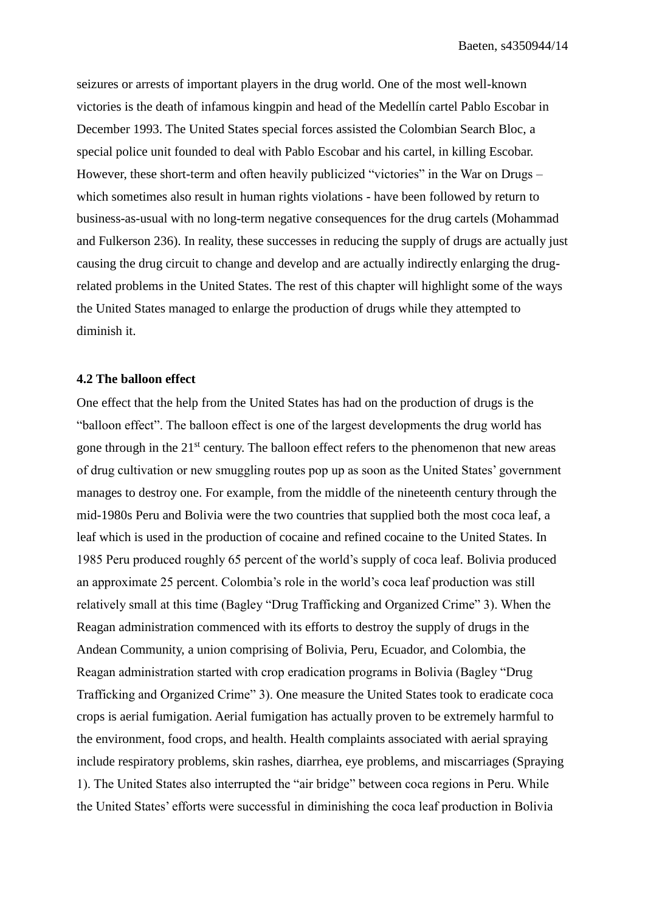seizures or arrests of important players in the drug world. One of the most well-known victories is the death of infamous kingpin and head of the Medellín cartel Pablo Escobar in December 1993. The United States special forces assisted the Colombian Search Bloc, a special police unit founded to deal with Pablo Escobar and his cartel, in killing Escobar. However, these short-term and often heavily publicized "victories" in the War on Drugs – which sometimes also result in human rights violations - have been followed by return to business-as-usual with no long-term negative consequences for the drug cartels (Mohammad and Fulkerson 236). In reality, these successes in reducing the supply of drugs are actually just causing the drug circuit to change and develop and are actually indirectly enlarging the drug-related problems in the United States. The rest of this chapter will highlight some of the ways the United States managed to enlarge the production of drugs while they attempted to diminish it.

### 4.2 The balloon effect

One effect that the help from the United States has had on the production of drugs is the "balloon effect". The balloon effect is one of the largest developments the drug world has gone through in the 21st century. The balloon effect refers to the phenomenon that new areas of drug cultivation or new smuggling routes pop up as soon as the United States' government manages to destroy one. For example, from the middle of the nineteenth century through the mid-1980s Peru and Bolivia were the two countries that supplied both the most coca leaf, a leaf which is used in the production of cocaine and refined cocaine to the United States. In 1985 Peru produced roughly 65 percent of the world's supply of coca leaf. Bolivia produced an approximate 25 percent. Colombia's role in the world's coca leaf production was still relatively small at this time (Bagley "Drug Trafficking and Organized Crime" 3). When the Reagan administration commenced with its efforts to destroy the supply of drugs in the Andean Community, a union comprising of Bolivia, Peru, Ecuador, and Colombia, the Reagan administration started with crop eradication programs in Bolivia (Bagley "Drug Trafficking and Organized Crime" 3). One measure the United States took to eradicate coca crops is aerial fumigation. Aerial fumigation has actually proven to be extremely harmful to the environment, food crops, and health. Health complaints associated with aerial spraying include respiratory problems, skin rashes, diarrhea, eye problems, and miscarriages (Spraying 1). The United States also interrupted the "air bridge" between coca regions in Peru. While the United States' efforts were successful in diminishing the coca leaf production in Bolivia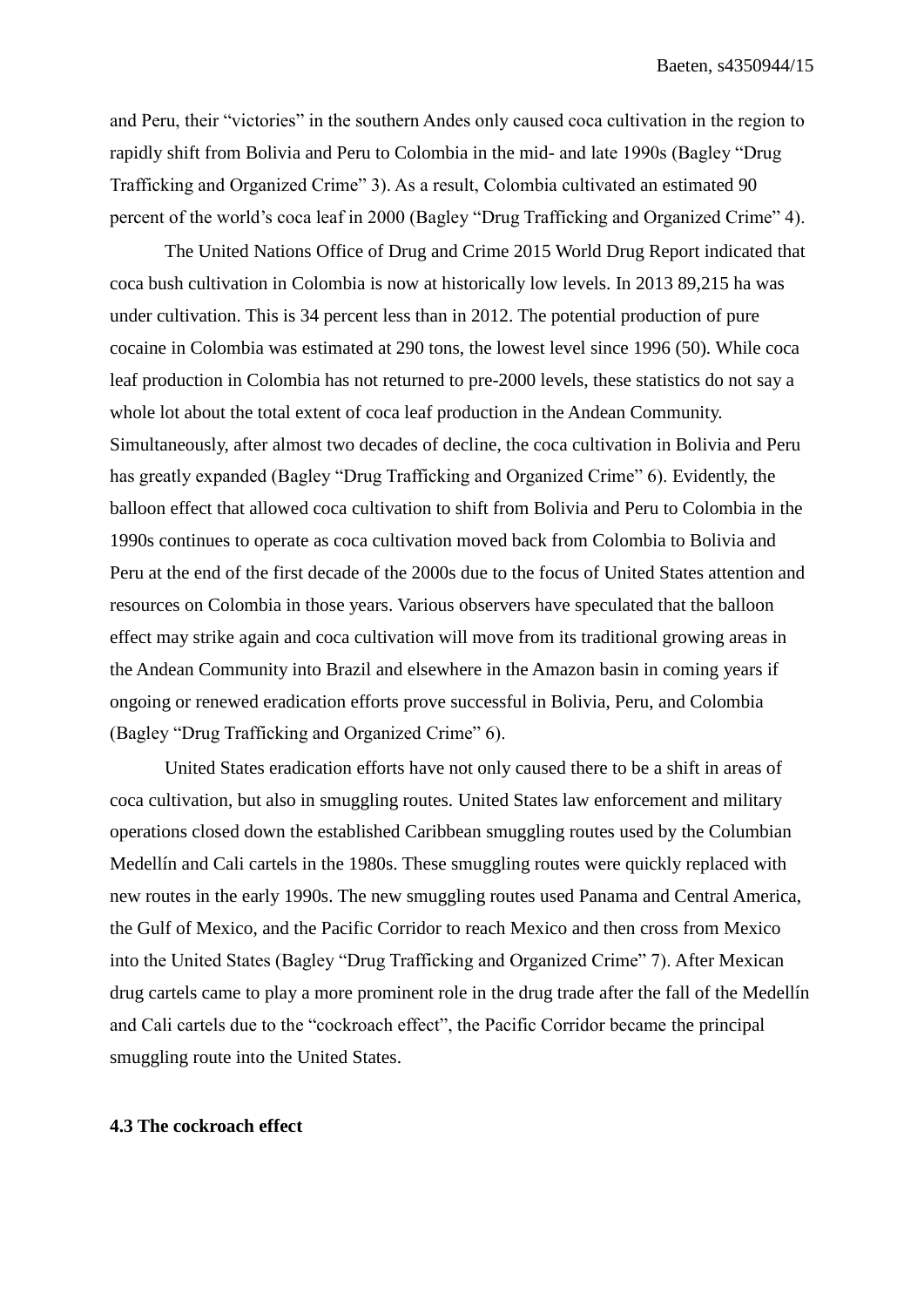and Peru, their “victories” in the southern Andes only caused coca cultivation in the region to rapidly shift from Bolivia and Peru to Colombia in the mid- and late 1990s (Bagley “Drug Trafficking and Organized Crime” 3). As a result, Colombia cultivated an estimated 90 percent of the world’s coca leaf in 2000 (Bagley “Drug Trafficking and Organized Crime” 4).

The United Nations Office of Drug and Crime 2015 World Drug Report indicated that coca bush cultivation in Colombia is now at historically low levels. In 2013 89,215 ha was under cultivation. This is 34 percent less than in 2012. The potential production of pure cocaine in Colombia was estimated at 290 tons, the lowest level since 1996 (50). While coca leaf production in Colombia has not returned to pre-2000 levels, these statistics do not say a whole lot about the total extent of coca leaf production in the Andean Community. Simultaneously, after almost two decades of decline, the coca cultivation in Bolivia and Peru has greatly expanded (Bagley “Drug Trafficking and Organized Crime” 6). Evidently, the balloon effect that allowed coca cultivation to shift from Bolivia and Peru to Colombia in the 1990s continues to operate as coca cultivation moved back from Colombia to Bolivia and Peru at the end of the first decade of the 2000s due to the focus of United States attention and resources on Colombia in those years. Various observers have speculated that the balloon effect may strike again and coca cultivation will move from its traditional growing areas in the Andean Community into Brazil and elsewhere in the Amazon basin in coming years if ongoing or renewed eradication efforts prove successful in Bolivia, Peru, and Colombia (Bagley “Drug Trafficking and Organized Crime” 6).

United States eradication efforts have not only caused there to be a shift in areas of coca cultivation, but also in smuggling routes. United States law enforcement and military operations closed down the established Caribbean smuggling routes used by the Columbian Medellín and Cali cartels in the 1980s. These smuggling routes were quickly replaced with new routes in the early 1990s. The new smuggling routes used Panama and Central America, the Gulf of Mexico, and the Pacific Corridor to reach Mexico and then cross from Mexico into the United States (Bagley “Drug Trafficking and Organized Crime” 7). After Mexican drug cartels came to play a more prominent role in the drug trade after the fall of the Medellín and Cali cartels due to the “cockroach effect”, the Pacific Corridor became the principal smuggling route into the United States.

### 4.3 The cockroach effect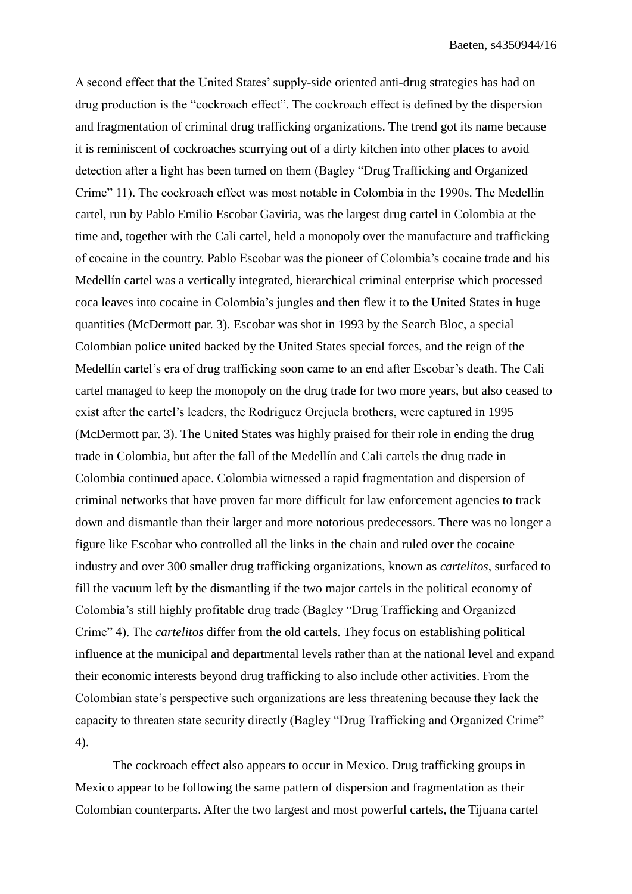A second effect that the United States' supply-side oriented anti-drug strategies has had on drug production is the "cockroach effect". The cockroach effect is defined by the dispersion and fragmentation of criminal drug trafficking organizations. The trend got its name because it is reminiscent of cockroaches scurrying out of a dirty kitchen into other places to avoid detection after a light has been turned on them (Bagley "Drug Trafficking and Organized Crime" 11). The cockroach effect was most notable in Colombia in the 1990s. The Medellín cartel, run by Pablo Emilio Escobar Gaviria, was the largest drug cartel in Colombia at the time and, together with the Cali cartel, held a monopoly over the manufacture and trafficking of cocaine in the country. Pablo Escobar was the pioneer of Colombia's cocaine trade and his Medellín cartel was a vertically integrated, hierarchical criminal enterprise which processed coca leaves into cocaine in Colombia's jungles and then flew it to the United States in huge quantities (McDermott par. 3). Escobar was shot in 1993 by the Search Bloc, a special Colombian police united backed by the United States special forces, and the reign of the Medellín cartel's era of drug trafficking soon came to an end after Escobar's death. The Cali cartel managed to keep the monopoly on the drug trade for two more years, but also ceased to exist after the cartel's leaders, the Rodriguez Orejuela brothers, were captured in 1995 (McDermott par. 3). The United States was highly praised for their role in ending the drug trade in Colombia, but after the fall of the Medellín and Cali cartels the drug trade in Colombia continued apace. Colombia witnessed a rapid fragmentation and dispersion of criminal networks that have proven far more difficult for law enforcement agencies to track down and dismantle than their larger and more notorious predecessors. There was no longer a figure like Escobar who controlled all the links in the chain and ruled over the cocaine industry and over 300 smaller drug trafficking organizations, known as *cartelitos*, surfaced to fill the vacuum left by the dismantling if the two major cartels in the political economy of Colombia's still highly profitable drug trade (Bagley "Drug Trafficking and Organized Crime" 4). The *cartelitos* differ from the old cartels. They focus on establishing political influence at the municipal and departmental levels rather than at the national level and expand their economic interests beyond drug trafficking to also include other activities. From the Colombian state's perspective such organizations are less threatening because they lack the capacity to threaten state security directly (Bagley "Drug Trafficking and Organized Crime" 4).

The cockroach effect also appears to occur in Mexico. Drug trafficking groups in Mexico appear to be following the same pattern of dispersion and fragmentation as their Colombian counterparts. After the two largest and most powerful cartels, the Tijuana cartel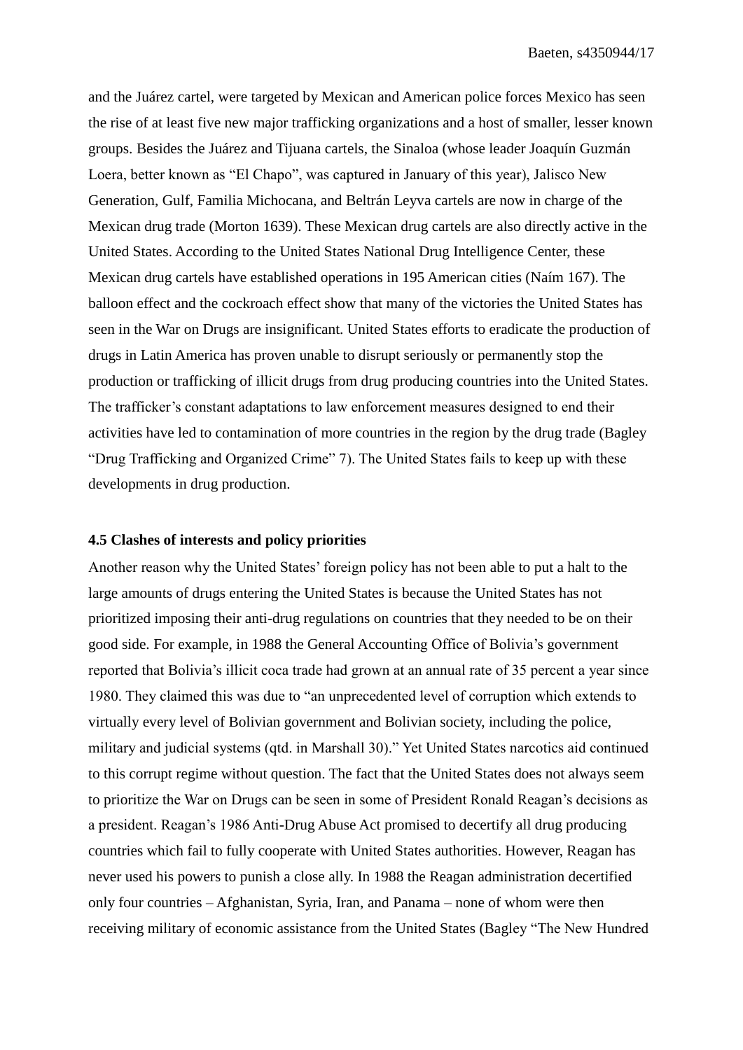and the Juárez cartel, were targeted by Mexican and American police forces Mexico has seen the rise of at least five new major trafficking organizations and a host of smaller, lesser known groups. Besides the Juárez and Tijuana cartels, the Sinaloa (whose leader Joaquín Guzmán Loera, better known as "El Chapo", was captured in January of this year), Jalisco New Generation, Gulf, Familia Michocana, and Beltrán Leyva cartels are now in charge of the Mexican drug trade (Morton 1639). These Mexican drug cartels are also directly active in the United States. According to the United States National Drug Intelligence Center, these Mexican drug cartels have established operations in 195 American cities (Naím 167). The balloon effect and the cockroach effect show that many of the victories the United States has seen in the War on Drugs are insignificant. United States efforts to eradicate the production of drugs in Latin America has proven unable to disrupt seriously or permanently stop the production or trafficking of illicit drugs from drug producing countries into the United States. The trafficker's constant adaptations to law enforcement measures designed to end their activities have led to contamination of more countries in the region by the drug trade (Bagley "Drug Trafficking and Organized Crime" 7). The United States fails to keep up with these developments in drug production.

### 4.5 Clashes of interests and policy priorities

Another reason why the United States' foreign policy has not been able to put a halt to the large amounts of drugs entering the United States is because the United States has not prioritized imposing their anti-drug regulations on countries that they needed to be on their good side. For example, in 1988 the General Accounting Office of Bolivia's government reported that Bolivia's illicit coca trade had grown at an annual rate of 35 percent a year since 1980. They claimed this was due to "an unprecedented level of corruption which extends to virtually every level of Bolivian government and Bolivian society, including the police, military and judicial systems (qtd. in Marshall 30)." Yet United States narcotics aid continued to this corrupt regime without question. The fact that the United States does not always seem to prioritize the War on Drugs can be seen in some of President Ronald Reagan's decisions as a president. Reagan's 1986 Anti-Drug Abuse Act promised to decertify all drug producing countries which fail to fully cooperate with United States authorities. However, Reagan has never used his powers to punish a close ally. In 1988 the Reagan administration decertified only four countries – Afghanistan, Syria, Iran, and Panama – none of whom were then receiving military of economic assistance from the United States (Bagley "The New Hundred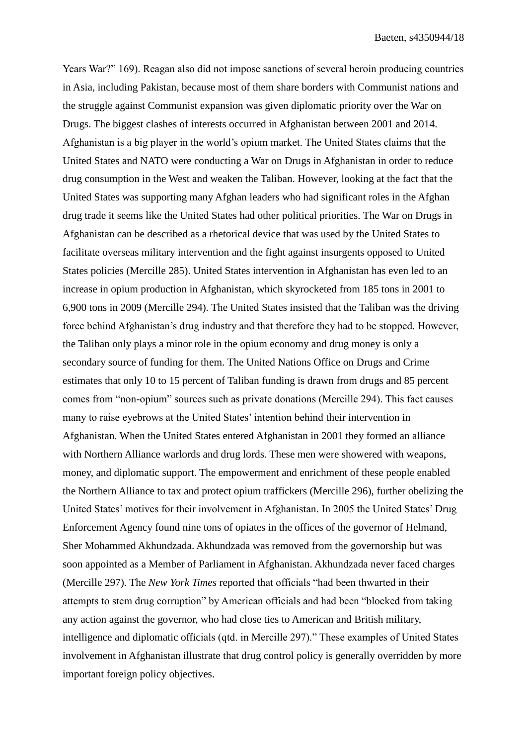Years War?" 169). Reagan also did not impose sanctions of several heroin producing countries in Asia, including Pakistan, because most of them share borders with Communist nations and the struggle against Communist expansion was given diplomatic priority over the War on Drugs. The biggest clashes of interests occurred in Afghanistan between 2001 and 2014. Afghanistan is a big player in the world's opium market. The United States claims that the United States and NATO were conducting a War on Drugs in Afghanistan in order to reduce drug consumption in the West and weaken the Taliban. However, looking at the fact that the United States was supporting many Afghan leaders who had significant roles in the Afghan drug trade it seems like the United States had other political priorities. The War on Drugs in Afghanistan can be described as a rhetorical device that was used by the United States to facilitate overseas military intervention and the fight against insurgents opposed to United States policies (Mercille 285). United States intervention in Afghanistan has even led to an increase in opium production in Afghanistan, which skyrocketed from 185 tons in 2001 to 6,900 tons in 2009 (Mercille 294). The United States insisted that the Taliban was the driving force behind Afghanistan's drug industry and that therefore they had to be stopped. However, the Taliban only plays a minor role in the opium economy and drug money is only a secondary source of funding for them. The United Nations Office on Drugs and Crime estimates that only 10 to 15 percent of Taliban funding is drawn from drugs and 85 percent comes from "non-opium" sources such as private donations (Mercille 294). This fact causes many to raise eyebrows at the United States' intention behind their intervention in Afghanistan. When the United States entered Afghanistan in 2001 they formed an alliance with Northern Alliance warlords and drug lords. These men were showered with weapons, money, and diplomatic support. The empowerment and enrichment of these people enabled the Northern Alliance to tax and protect opium traffickers (Mercille 296), further obelizing the United States' motives for their involvement in Afghanistan. In 2005 the United States' Drug Enforcement Agency found nine tons of opiates in the offices of the governor of Helmand, Sher Mohammed Akhundzada. Akhundzada was removed from the governorship but was soon appointed as a Member of Parliament in Afghanistan. Akhundzada never faced charges (Mercille 297). The *New York Times* reported that officials "had been thwarted in their attempts to stem drug corruption" by American officials and had been "blocked from taking any action against the governor, who had close ties to American and British military, intelligence and diplomatic officials (qtd. in Mercille 297)." These examples of United States involvement in Afghanistan illustrate that drug control policy is generally overridden by more important foreign policy objectives.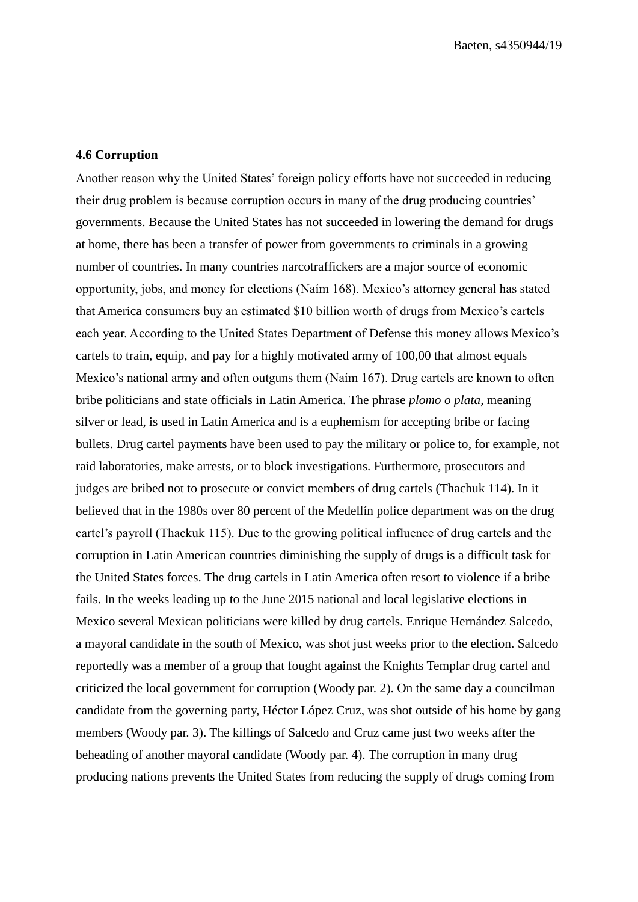**4.6 Corruption**

Another reason why the United States' foreign policy efforts have not succeeded in reducing their drug problem is because corruption occurs in many of the drug producing countries' governments. Because the United States has not succeeded in lowering the demand for drugs at home, there has been a transfer of power from governments to criminals in a growing number of countries. In many countries narcotraffickers are a major source of economic opportunity, jobs, and money for elections (Naím 168). Mexico's attorney general has stated that America consumers buy an estimated $10 billion worth of drugs from Mexico's cartels each year. According to the United States Department of Defense this money allows Mexico's cartels to train, equip, and pay for a highly motivated army of 100,00 that almost equals Mexico's national army and often outguns them (Naím 167). Drug cartels are known to often bribe politicians and state officials in Latin America. The phrase *plomo o plata*, meaning silver or lead, is used in Latin America and is a euphemism for accepting bribe or facing bullets. Drug cartel payments have been used to pay the military or police to, for example, not raid laboratories, make arrests, or to block investigations. Furthermore, prosecutors and judges are bribed not to prosecute or convict members of drug cartels (Thachuk 114). In it believed that in the 1980s over 80 percent of the Medellín police department was on the drug cartel's payroll (Thackuk 115). Due to the growing political influence of drug cartels and the corruption in Latin American countries diminishing the supply of drugs is a difficult task for the United States forces. The drug cartels in Latin America often resort to violence if a bribe fails. In the weeks leading up to the June 2015 national and local legislative elections in Mexico several Mexican politicians were killed by drug cartels. Enrique Hernández Salcedo, a mayoral candidate in the south of Mexico, was shot just weeks prior to the election. Salcedo reportedly was a member of a group that fought against the Knights Templar drug cartel and criticized the local government for corruption (Woody par. 2). On the same day a councilman candidate from the governing party, Héctor López Cruz, was shot outside of his home by gang members (Woody par. 3). The killings of Salcedo and Cruz came just two weeks after the beheading of another mayoral candidate (Woody par. 4). The corruption in many drug producing nations prevents the United States from reducing the supply of drugs coming from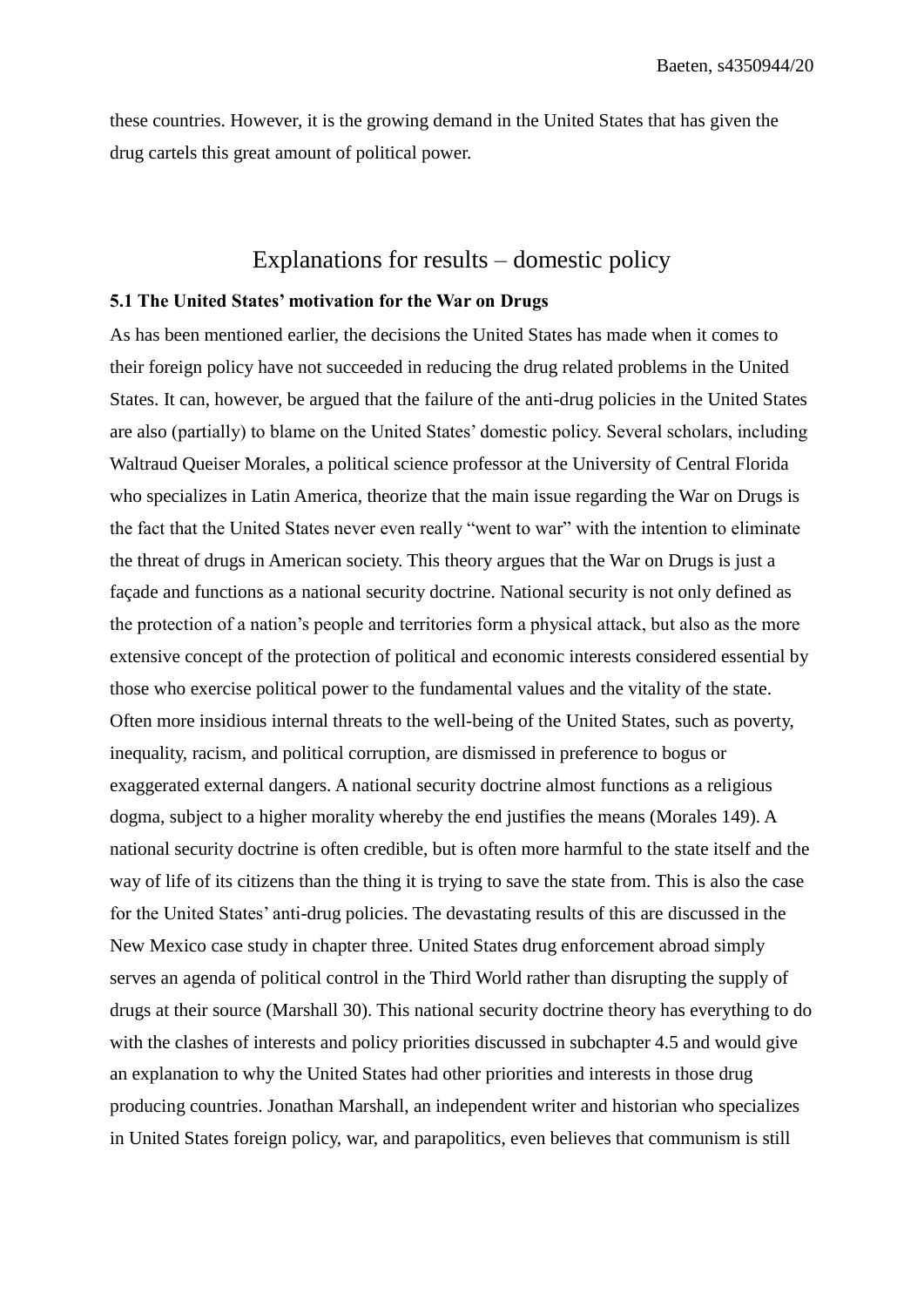these countries. However, it is the growing demand in the United States that has given the drug cartels this great amount of political power.

## Explanations for results – domestic policy

### 5.1 The United States' motivation for the War on Drugs

As has been mentioned earlier, the decisions the United States has made when it comes to their foreign policy have not succeeded in reducing the drug related problems in the United States. It can, however, be argued that the failure of the anti-drug policies in the United States are also (partially) to blame on the United States' domestic policy. Several scholars, including Waltraud Queiser Morales, a political science professor at the University of Central Florida who specializes in Latin America, theorize that the main issue regarding the War on Drugs is the fact that the United States never even really "went to war" with the intention to eliminate the threat of drugs in American society. This theory argues that the War on Drugs is just a façade and functions as a national security doctrine. National security is not only defined as the protection of a nation's people and territories form a physical attack, but also as the more extensive concept of the protection of political and economic interests considered essential by those who exercise political power to the fundamental values and the vitality of the state. Often more insidious internal threats to the well-being of the United States, such as poverty, inequality, racism, and political corruption, are dismissed in preference to bogus or exaggerated external dangers. A national security doctrine almost functions as a religious dogma, subject to a higher morality whereby the end justifies the means (Morales 149). A national security doctrine is often credible, but is often more harmful to the state itself and the way of life of its citizens than the thing it is trying to save the state from. This is also the case for the United States' anti-drug policies. The devastating results of this are discussed in the New Mexico case study in chapter three. United States drug enforcement abroad simply serves an agenda of political control in the Third World rather than disrupting the supply of drugs at their source (Marshall 30). This national security doctrine theory has everything to do with the clashes of interests and policy priorities discussed in subchapter 4.5 and would give an explanation to why the United States had other priorities and interests in those drug producing countries. Jonathan Marshall, an independent writer and historian who specializes in United States foreign policy, war, and parapolitics, even believes that communism is still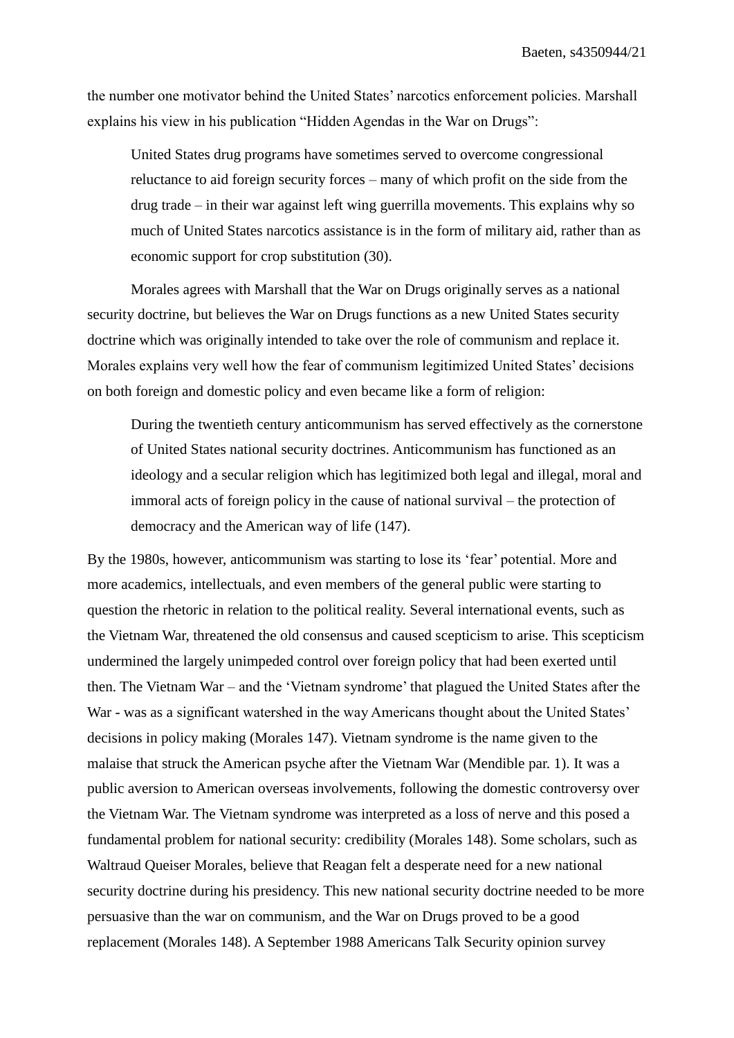the number one motivator behind the United States' narcotics enforcement policies. Marshall explains his view in his publication "Hidden Agendas in the War on Drugs":

> United States drug programs have sometimes served to overcome congressional reluctance to aid foreign security forces – many of which profit on the side from the drug trade – in their war against left wing guerrilla movements. This explains why so much of United States narcotics assistance is in the form of military aid, rather than as economic support for crop substitution (30).

Morales agrees with Marshall that the War on Drugs originally serves as a national security doctrine, but believes the War on Drugs functions as a new United States security doctrine which was originally intended to take over the role of communism and replace it. Morales explains very well how the fear of communism legitimized United States' decisions on both foreign and domestic policy and even became like a form of religion:

> During the twentieth century anticommunism has served effectively as the cornerstone of United States national security doctrines. Anticommunism has functioned as an ideology and a secular religion which has legitimized both legal and illegal, moral and immoral acts of foreign policy in the cause of national survival – the protection of democracy and the American way of life (147).

By the 1980s, however, anticommunism was starting to lose its 'fear' potential. More and more academics, intellectuals, and even members of the general public were starting to question the rhetoric in relation to the political reality. Several international events, such as the Vietnam War, threatened the old consensus and caused scepticism to arise. This scepticism undermined the largely unimpeded control over foreign policy that had been exerted until then. The Vietnam War – and the 'Vietnam syndrome' that plagued the United States after the War - was as a significant watershed in the way Americans thought about the United States' decisions in policy making (Morales 147). Vietnam syndrome is the name given to the malaise that struck the American psyche after the Vietnam War (Mendible par. 1). It was a public aversion to American overseas involvements, following the domestic controversy over the Vietnam War. The Vietnam syndrome was interpreted as a loss of nerve and this posed a fundamental problem for national security: credibility (Morales 148). Some scholars, such as Waltraud Queiser Morales, believe that Reagan felt a desperate need for a new national security doctrine during his presidency. This new national security doctrine needed to be more persuasive than the war on communism, and the War on Drugs proved to be a good replacement (Morales 148). A September 1988 Americans Talk Security opinion survey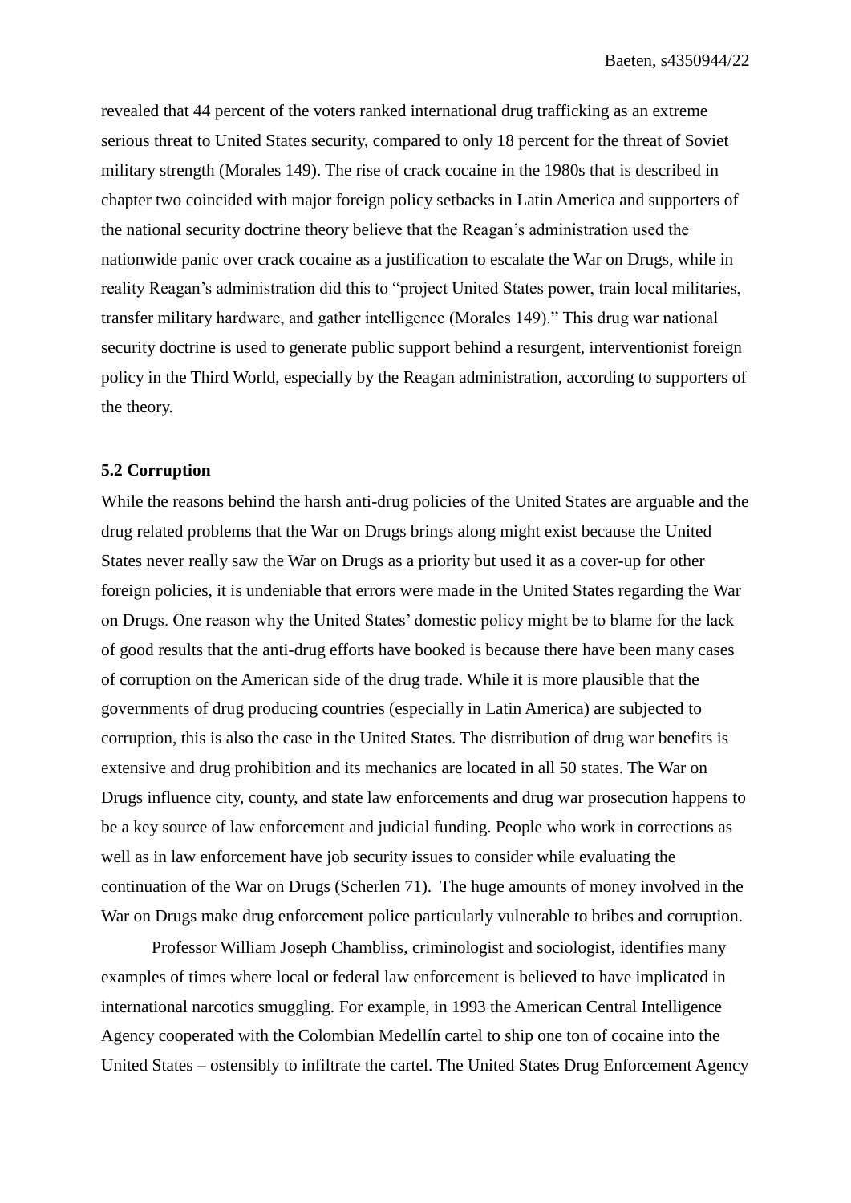revealed that 44 percent of the voters ranked international drug trafficking as an extreme serious threat to United States security, compared to only 18 percent for the threat of Soviet military strength (Morales 149). The rise of crack cocaine in the 1980s that is described in chapter two coincided with major foreign policy setbacks in Latin America and supporters of the national security doctrine theory believe that the Reagan's administration used the nationwide panic over crack cocaine as a justification to escalate the War on Drugs, while in reality Reagan's administration did this to "project United States power, train local militaries, transfer military hardware, and gather intelligence (Morales 149)." This drug war national security doctrine is used to generate public support behind a resurgent, interventionist foreign policy in the Third World, especially by the Reagan administration, according to supporters of the theory.

### 5.2 Corruption

While the reasons behind the harsh anti-drug policies of the United States are arguable and the drug related problems that the War on Drugs brings along might exist because the United States never really saw the War on Drugs as a priority but used it as a cover-up for other foreign policies, it is undeniable that errors were made in the United States regarding the War on Drugs. One reason why the United States' domestic policy might be to blame for the lack of good results that the anti-drug efforts have booked is because there have been many cases of corruption on the American side of the drug trade. While it is more plausible that the governments of drug producing countries (especially in Latin America) are subjected to corruption, this is also the case in the United States. The distribution of drug war benefits is extensive and drug prohibition and its mechanics are located in all 50 states. The War on Drugs influence city, county, and state law enforcements and drug war prosecution happens to be a key source of law enforcement and judicial funding. People who work in corrections as well as in law enforcement have job security issues to consider while evaluating the continuation of the War on Drugs (Scherlen 71). The huge amounts of money involved in the War on Drugs make drug enforcement police particularly vulnerable to bribes and corruption.

Professor William Joseph Chambliss, criminologist and sociologist, identifies many examples of times where local or federal law enforcement is believed to have implicated in international narcotics smuggling. For example, in 1993 the American Central Intelligence Agency cooperated with the Colombian Medellín cartel to ship one ton of cocaine into the United States – ostensibly to infiltrate the cartel. The United States Drug Enforcement Agency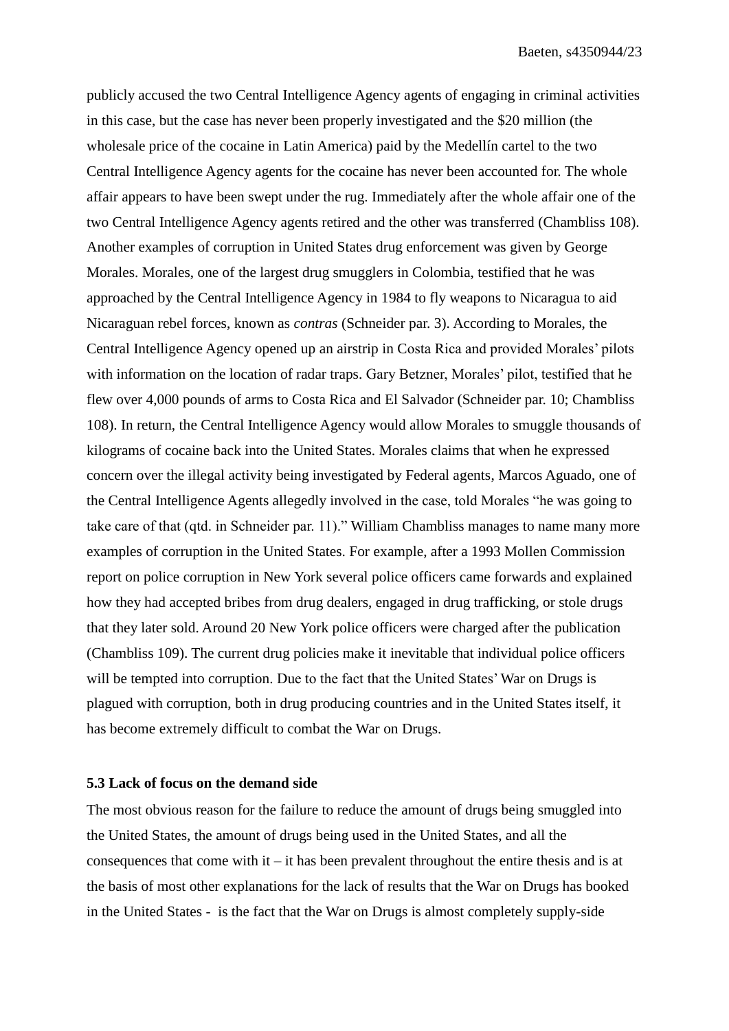publicly accused the two Central Intelligence Agency agents of engaging in criminal activities in this case, but the case has never been properly investigated and the $20 million (the wholesale price of the cocaine in Latin America) paid by the Medellín cartel to the two Central Intelligence Agency agents for the cocaine has never been accounted for. The whole affair appears to have been swept under the rug. Immediately after the whole affair one of the two Central Intelligence Agency agents retired and the other was transferred (Chambliss 108). Another examples of corruption in United States drug enforcement was given by George Morales. Morales, one of the largest drug smugglers in Colombia, testified that he was approached by the Central Intelligence Agency in 1984 to fly weapons to Nicaragua to aid Nicaraguan rebel forces, known as *contras* (Schneider par. 3). According to Morales, the Central Intelligence Agency opened up an airstrip in Costa Rica and provided Morales' pilots with information on the location of radar traps. Gary Betzner, Morales' pilot, testified that he flew over 4,000 pounds of arms to Costa Rica and El Salvador (Schneider par. 10; Chambliss 108). In return, the Central Intelligence Agency would allow Morales to smuggle thousands of kilograms of cocaine back into the United States. Morales claims that when he expressed concern over the illegal activity being investigated by Federal agents, Marcos Aguado, one of the Central Intelligence Agents allegedly involved in the case, told Morales "he was going to take care of that (qtd. in Schneider par. 11)." William Chambliss manages to name many more examples of corruption in the United States. For example, after a 1993 Mollen Commission report on police corruption in New York several police officers came forwards and explained how they had accepted bribes from drug dealers, engaged in drug trafficking, or stole drugs that they later sold. Around 20 New York police officers were charged after the publication (Chambliss 109). The current drug policies make it inevitable that individual police officers will be tempted into corruption. Due to the fact that the United States' War on Drugs is plagued with corruption, both in drug producing countries and in the United States itself, it has become extremely difficult to combat the War on Drugs.

### 5.3 Lack of focus on the demand side

The most obvious reason for the failure to reduce the amount of drugs being smuggled into the United States, the amount of drugs being used in the United States, and all the consequences that come with it – it has been prevalent throughout the entire thesis and is at the basis of most other explanations for the lack of results that the War on Drugs has booked in the United States - is the fact that the War on Drugs is almost completely supply-side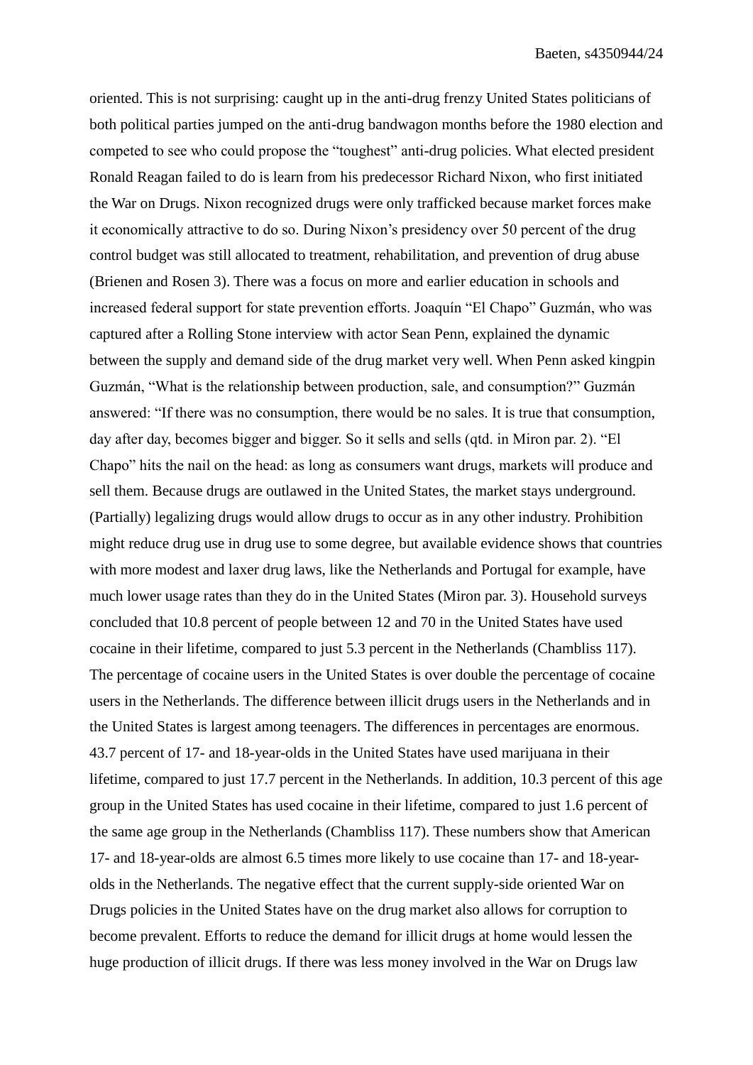oriented. This is not surprising: caught up in the anti-drug frenzy United States politicians of both political parties jumped on the anti-drug bandwagon months before the 1980 election and competed to see who could propose the "toughest" anti-drug policies. What elected president Ronald Reagan failed to do is learn from his predecessor Richard Nixon, who first initiated the War on Drugs. Nixon recognized drugs were only trafficked because market forces make it economically attractive to do so. During Nixon's presidency over 50 percent of the drug control budget was still allocated to treatment, rehabilitation, and prevention of drug abuse (Brienen and Rosen 3). There was a focus on more and earlier education in schools and increased federal support for state prevention efforts. Joaquín "El Chapo" Guzmán, who was captured after a Rolling Stone interview with actor Sean Penn, explained the dynamic between the supply and demand side of the drug market very well. When Penn asked kingpin Guzmán, "What is the relationship between production, sale, and consumption?" Guzmán answered: "If there was no consumption, there would be no sales. It is true that consumption, day after day, becomes bigger and bigger. So it sells and sells (qtd. in Miron par. 2). "El Chapo" hits the nail on the head: as long as consumers want drugs, markets will produce and sell them. Because drugs are outlawed in the United States, the market stays underground. (Partially) legalizing drugs would allow drugs to occur as in any other industry. Prohibition might reduce drug use in drug use to some degree, but available evidence shows that countries with more modest and laxer drug laws, like the Netherlands and Portugal for example, have much lower usage rates than they do in the United States (Miron par. 3). Household surveys concluded that 10.8 percent of people between 12 and 70 in the United States have used cocaine in their lifetime, compared to just 5.3 percent in the Netherlands (Chambliss 117). The percentage of cocaine users in the United States is over double the percentage of cocaine users in the Netherlands. The difference between illicit drugs users in the Netherlands and in the United States is largest among teenagers. The differences in percentages are enormous. 43.7 percent of 17- and 18-year-olds in the United States have used marijuana in their lifetime, compared to just 17.7 percent in the Netherlands. In addition, 10.3 percent of this age group in the United States has used cocaine in their lifetime, compared to just 1.6 percent of the same age group in the Netherlands (Chambliss 117). These numbers show that American 17- and 18-year-olds are almost 6.5 times more likely to use cocaine than 17- and 18-year-olds in the Netherlands. The negative effect that the current supply-side oriented War on Drugs policies in the United States have on the drug market also allows for corruption to become prevalent. Efforts to reduce the demand for illicit drugs at home would lessen the huge production of illicit drugs. If there was less money involved in the War on Drugs law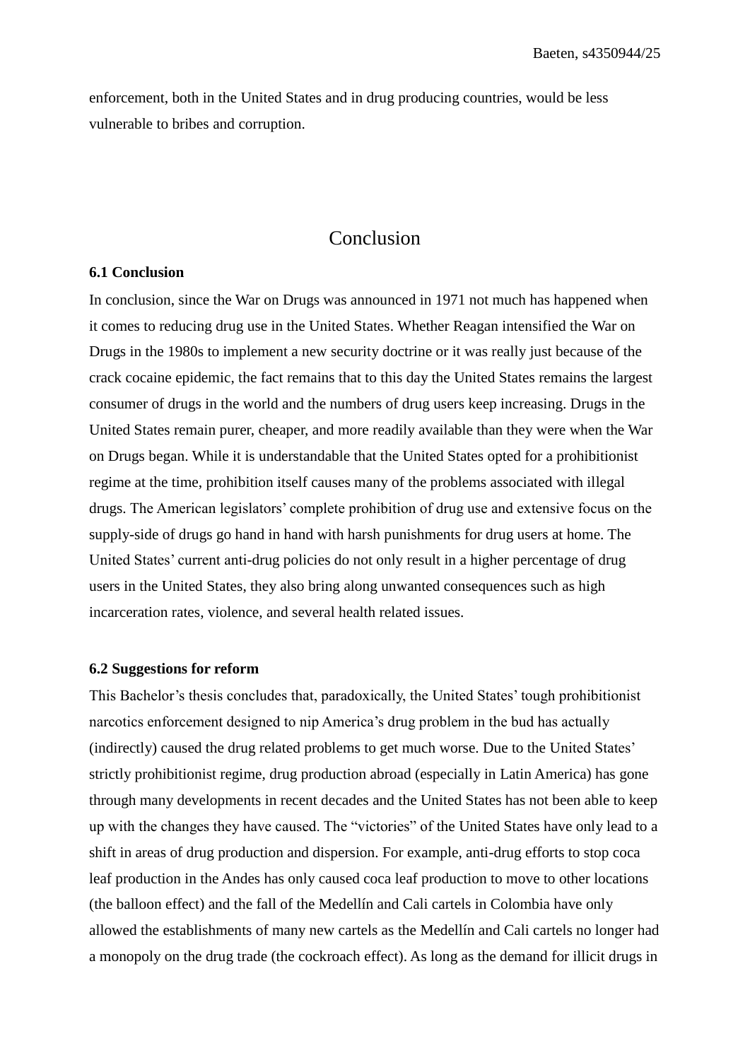enforcement, both in the United States and in drug producing countries, would be less vulnerable to bribes and corruption.

# Conclusion

### 6.1 Conclusion

In conclusion, since the War on Drugs was announced in 1971 not much has happened when it comes to reducing drug use in the United States. Whether Reagan intensified the War on Drugs in the 1980s to implement a new security doctrine or it was really just because of the crack cocaine epidemic, the fact remains that to this day the United States remains the largest consumer of drugs in the world and the numbers of drug users keep increasing. Drugs in the United States remain purer, cheaper, and more readily available than they were when the War on Drugs began. While it is understandable that the United States opted for a prohibitionist regime at the time, prohibition itself causes many of the problems associated with illegal drugs. The American legislators' complete prohibition of drug use and extensive focus on the supply-side of drugs go hand in hand with harsh punishments for drug users at home. The United States' current anti-drug policies do not only result in a higher percentage of drug users in the United States, they also bring along unwanted consequences such as high incarceration rates, violence, and several health related issues.

### 6.2 Suggestions for reform

This Bachelor's thesis concludes that, paradoxically, the United States' tough prohibitionist narcotics enforcement designed to nip America's drug problem in the bud has actually (indirectly) caused the drug related problems to get much worse. Due to the United States' strictly prohibitionist regime, drug production abroad (especially in Latin America) has gone through many developments in recent decades and the United States has not been able to keep up with the changes they have caused. The "victories" of the United States have only lead to a shift in areas of drug production and dispersion. For example, anti-drug efforts to stop coca leaf production in the Andes has only caused coca leaf production to move to other locations (the balloon effect) and the fall of the Medellín and Cali cartels in Colombia have only allowed the establishments of many new cartels as the Medellín and Cali cartels no longer had a monopoly on the drug trade (the cockroach effect). As long as the demand for illicit drugs in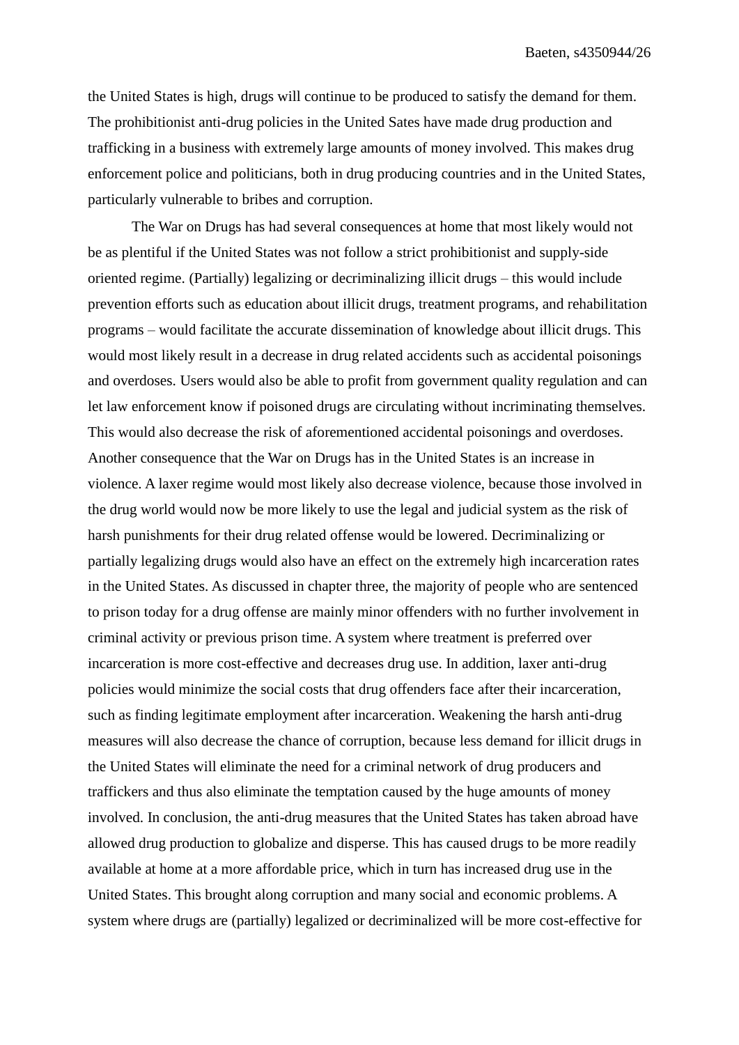the United States is high, drugs will continue to be produced to satisfy the demand for them. The prohibitionist anti-drug policies in the United Sates have made drug production and trafficking in a business with extremely large amounts of money involved. This makes drug enforcement police and politicians, both in drug producing countries and in the United States, particularly vulnerable to bribes and corruption.

The War on Drugs has had several consequences at home that most likely would not be as plentiful if the United States was not follow a strict prohibitionist and supply-side oriented regime. (Partially) legalizing or decriminalizing illicit drugs – this would include prevention efforts such as education about illicit drugs, treatment programs, and rehabilitation programs – would facilitate the accurate dissemination of knowledge about illicit drugs. This would most likely result in a decrease in drug related accidents such as accidental poisonings and overdoses. Users would also be able to profit from government quality regulation and can let law enforcement know if poisoned drugs are circulating without incriminating themselves. This would also decrease the risk of aforementioned accidental poisonings and overdoses. Another consequence that the War on Drugs has in the United States is an increase in violence. A laxer regime would most likely also decrease violence, because those involved in the drug world would now be more likely to use the legal and judicial system as the risk of harsh punishments for their drug related offense would be lowered. Decriminalizing or partially legalizing drugs would also have an effect on the extremely high incarceration rates in the United States. As discussed in chapter three, the majority of people who are sentenced to prison today for a drug offense are mainly minor offenders with no further involvement in criminal activity or previous prison time. A system where treatment is preferred over incarceration is more cost-effective and decreases drug use. In addition, laxer anti-drug policies would minimize the social costs that drug offenders face after their incarceration, such as finding legitimate employment after incarceration. Weakening the harsh anti-drug measures will also decrease the chance of corruption, because less demand for illicit drugs in the United States will eliminate the need for a criminal network of drug producers and traffickers and thus also eliminate the temptation caused by the huge amounts of money involved. In conclusion, the anti-drug measures that the United States has taken abroad have allowed drug production to globalize and disperse. This has caused drugs to be more readily available at home at a more affordable price, which in turn has increased drug use in the United States. This brought along corruption and many social and economic problems. A system where drugs are (partially) legalized or decriminalized will be more cost-effective for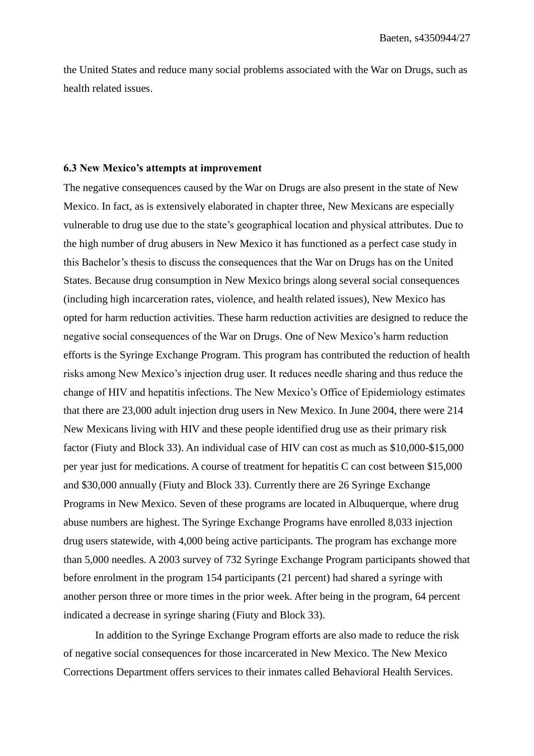the United States and reduce many social problems associated with the War on Drugs, such as health related issues.

### 6.3 New Mexico's attempts at improvement

The negative consequences caused by the War on Drugs are also present in the state of New Mexico. In fact, as is extensively elaborated in chapter three, New Mexicans are especially vulnerable to drug use due to the state's geographical location and physical attributes. Due to the high number of drug abusers in New Mexico it has functioned as a perfect case study in this Bachelor's thesis to discuss the consequences that the War on Drugs has on the United States. Because drug consumption in New Mexico brings along several social consequences (including high incarceration rates, violence, and health related issues), New Mexico has opted for harm reduction activities. These harm reduction activities are designed to reduce the negative social consequences of the War on Drugs. One of New Mexico's harm reduction efforts is the Syringe Exchange Program. This program has contributed the reduction of health risks among New Mexico's injection drug user. It reduces needle sharing and thus reduce the change of HIV and hepatitis infections. The New Mexico's Office of Epidemiology estimates that there are 23,000 adult injection drug users in New Mexico. In June 2004, there were 214 New Mexicans living with HIV and these people identified drug use as their primary risk factor (Fiuty and Block 33). An individual case of HIV can cost as much as $10,000-$15,000 per year just for medications. A course of treatment for hepatitis C can cost between $15,000 and $30,000 annually (Fiuty and Block 33). Currently there are 26 Syringe Exchange Programs in New Mexico. Seven of these programs are located in Albuquerque, where drug abuse numbers are highest. The Syringe Exchange Programs have enrolled 8,033 injection drug users statewide, with 4,000 being active participants. The program has exchange more than 5,000 needles. A 2003 survey of 732 Syringe Exchange Program participants showed that before enrolment in the program 154 participants (21 percent) had shared a syringe with another person three or more times in the prior week. After being in the program, 64 percent indicated a decrease in syringe sharing (Fiuty and Block 33).

In addition to the Syringe Exchange Program efforts are also made to reduce the risk of negative social consequences for those incarcerated in New Mexico. The New Mexico Corrections Department offers services to their inmates called Behavioral Health Services.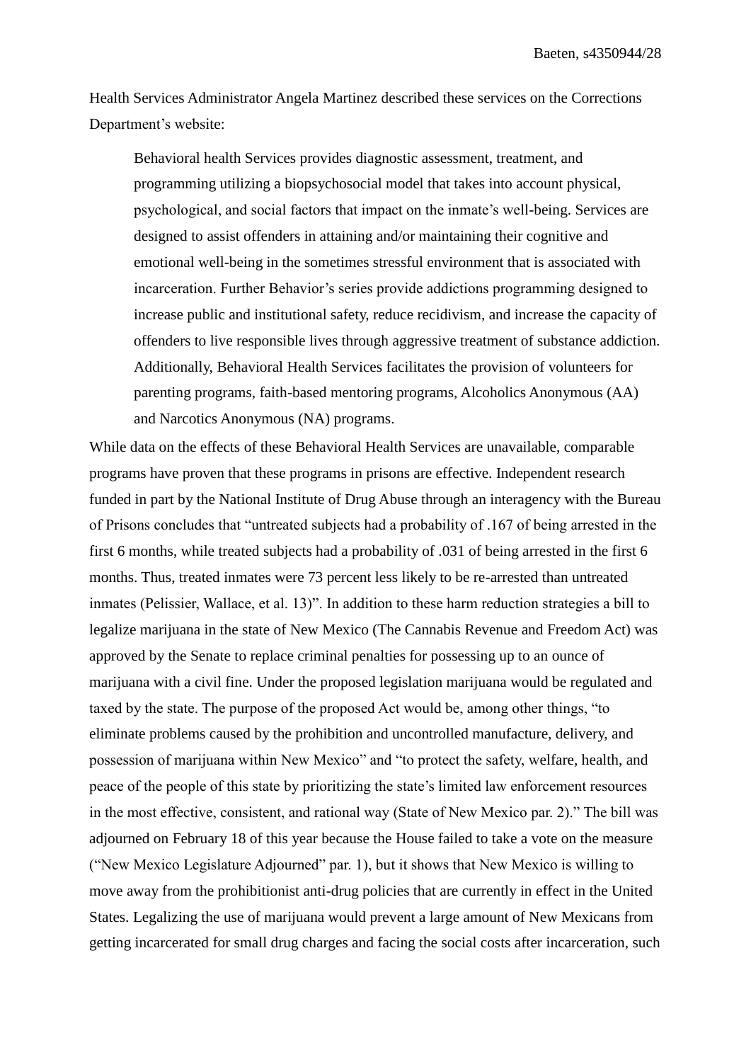Health Services Administrator Angela Martinez described these services on the Corrections Department's website:

> Behavioral health Services provides diagnostic assessment, treatment, and programming utilizing a biopsychosocial model that takes into account physical, psychological, and social factors that impact on the inmate's well-being. Services are designed to assist offenders in attaining and/or maintaining their cognitive and emotional well-being in the sometimes stressful environment that is associated with incarceration. Further Behavior's series provide addictions programming designed to increase public and institutional safety, reduce recidivism, and increase the capacity of offenders to live responsible lives through aggressive treatment of substance addiction. Additionally, Behavioral Health Services facilitates the provision of volunteers for parenting programs, faith-based mentoring programs, Alcoholics Anonymous (AA) and Narcotics Anonymous (NA) programs.

While data on the effects of these Behavioral Health Services are unavailable, comparable programs have proven that these programs in prisons are effective. Independent research funded in part by the National Institute of Drug Abuse through an interagency with the Bureau of Prisons concludes that "untreated subjects had a probability of .167 of being arrested in the first 6 months, while treated subjects had a probability of .031 of being arrested in the first 6 months. Thus, treated inmates were 73 percent less likely to be re-arrested than untreated inmates (Pelissier, Wallace, et al. 13)". In addition to these harm reduction strategies a bill to legalize marijuana in the state of New Mexico (The Cannabis Revenue and Freedom Act) was approved by the Senate to replace criminal penalties for possessing up to an ounce of marijuana with a civil fine. Under the proposed legislation marijuana would be regulated and taxed by the state. The purpose of the proposed Act would be, among other things, "to eliminate problems caused by the prohibition and uncontrolled manufacture, delivery, and possession of marijuana within New Mexico" and "to protect the safety, welfare, health, and peace of the people of this state by prioritizing the state's limited law enforcement resources in the most effective, consistent, and rational way (State of New Mexico par. 2)." The bill was adjourned on February 18 of this year because the House failed to take a vote on the measure ("New Mexico Legislature Adjourned" par. 1), but it shows that New Mexico is willing to move away from the prohibitionist anti-drug policies that are currently in effect in the United States. Legalizing the use of marijuana would prevent a large amount of New Mexicans from getting incarcerated for small drug charges and facing the social costs after incarceration, such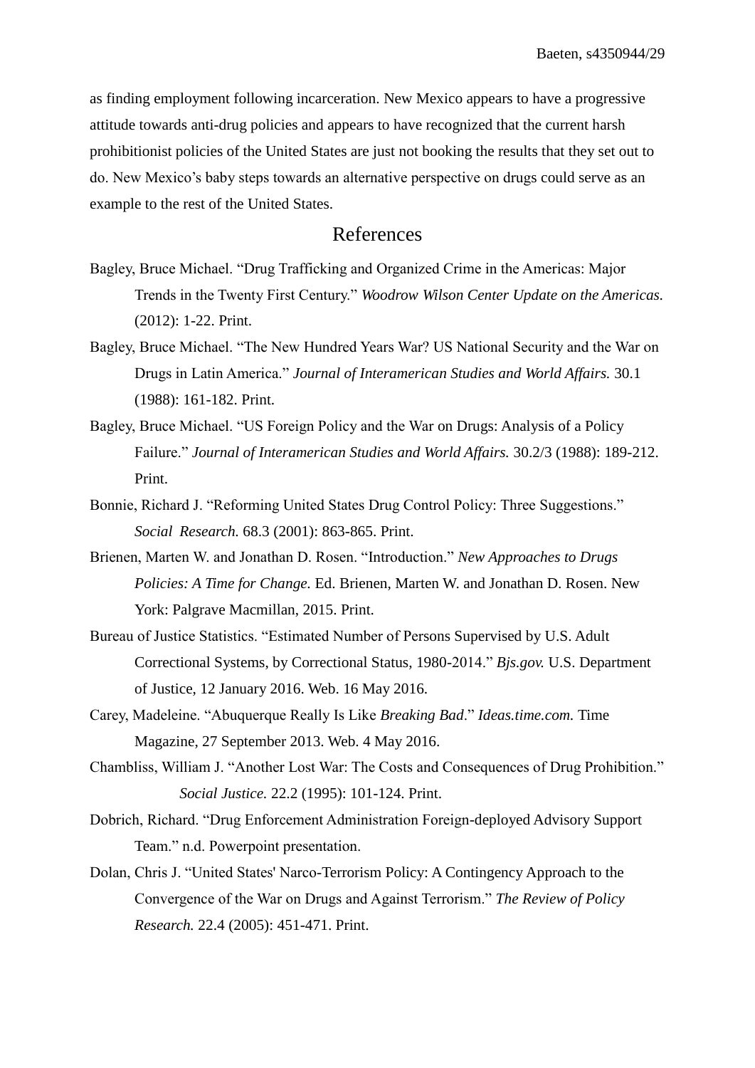as finding employment following incarceration. New Mexico appears to have a progressive attitude towards anti-drug policies and appears to have recognized that the current harsh prohibitionist policies of the United States are just not booking the results that they set out to do. New Mexico's baby steps towards an alternative perspective on drugs could serve as an example to the rest of the United States.

## References

Bagley, Bruce Michael. "Drug Trafficking and Organized Crime in the Americas: Major Trends in the Twenty First Century." *Woodrow Wilson Center Update on the Americas.* (2012): 1-22. Print.

Bagley, Bruce Michael. "The New Hundred Years War? US National Security and the War on Drugs in Latin America." *Journal of Interamerican Studies and World Affairs.* 30.1 (1988): 161-182. Print.

Bagley, Bruce Michael. "US Foreign Policy and the War on Drugs: Analysis of a Policy Failure." *Journal of Interamerican Studies and World Affairs.* 30.2/3 (1988): 189-212. Print.

Bonnie, Richard J. "Reforming United States Drug Control Policy: Three Suggestions." *Social Research.* 68.3 (2001): 863-865. Print.

Brienen, Marten W. and Jonathan D. Rosen. "Introduction." *New Approaches to Drugs Policies: A Time for Change.* Ed. Brienen, Marten W. and Jonathan D. Rosen. New York: Palgrave Macmillan, 2015. Print.

Bureau of Justice Statistics. "Estimated Number of Persons Supervised by U.S. Adult Correctional Systems, by Correctional Status, 1980-2014." *Bjs.gov.* U.S. Department of Justice, 12 January 2016. Web. 16 May 2016.

Carey, Madeleine. "Abuquerque Really Is Like *Breaking Bad*." *Ideas.time.com.* Time Magazine, 27 September 2013. Web. 4 May 2016.

Chambliss, William J. "Another Lost War: The Costs and Consequences of Drug Prohibition." *Social Justice.* 22.2 (1995): 101-124. Print.

Dobrich, Richard. "Drug Enforcement Administration Foreign-deployed Advisory Support Team." n.d. Powerpoint presentation.

Dolan, Chris J. "United States' Narco-Terrorism Policy: A Contingency Approach to the Convergence of the War on Drugs and Against Terrorism." *The Review of Policy Research.* 22.4 (2005): 451-471. Print.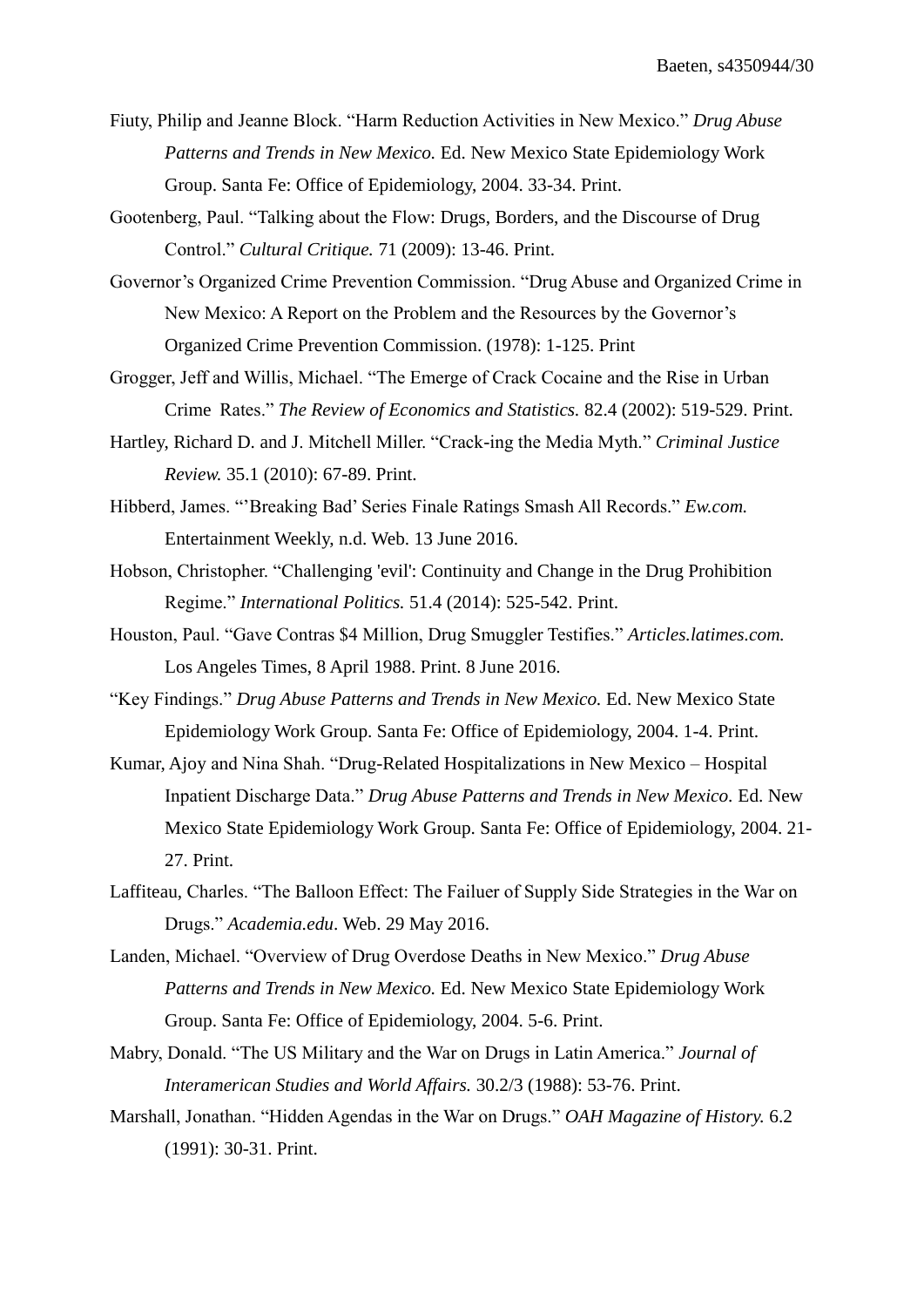Fiuty, Philip and Jeanne Block. "Harm Reduction Activities in New Mexico." *Drug Abuse Patterns and Trends in New Mexico.* Ed. New Mexico State Epidemiology Work Group. Santa Fe: Office of Epidemiology, 2004. 33-34. Print.

Gootenberg, Paul. "Talking about the Flow: Drugs, Borders, and the Discourse of Drug Control." *Cultural Critique.* 71 (2009): 13-46. Print.

Governor's Organized Crime Prevention Commission. "Drug Abuse and Organized Crime in New Mexico: A Report on the Problem and the Resources by the Governor's Organized Crime Prevention Commission. (1978): 1-125. Print

Grogger, Jeff and Willis, Michael. "The Emerge of Crack Cocaine and the Rise in Urban Crime Rates." *The Review of Economics and Statistics.* 82.4 (2002): 519-529. Print.

Hartley, Richard D. and J. Mitchell Miller. "Crack-ing the Media Myth." *Criminal Justice Review.* 35.1 (2010): 67-89. Print.

Hibberd, James. "'Breaking Bad' Series Finale Ratings Smash All Records." *Ew.com.* Entertainment Weekly, n.d. Web. 13 June 2016.

Hobson, Christopher. "Challenging 'evil': Continuity and Change in the Drug Prohibition Regime." *International Politics.* 51.4 (2014): 525-542. Print.

Houston, Paul. "Gave Contras $4 Million, Drug Smuggler Testifies." *Articles.latimes.com.* Los Angeles Times, 8 April 1988. Print. 8 June 2016.

"Key Findings." *Drug Abuse Patterns and Trends in New Mexico.* Ed. New Mexico State Epidemiology Work Group. Santa Fe: Office of Epidemiology, 2004. 1-4. Print.

Kumar, Ajoy and Nina Shah. "Drug-Related Hospitalizations in New Mexico – Hospital Inpatient Discharge Data." *Drug Abuse Patterns and Trends in New Mexico.* Ed. New Mexico State Epidemiology Work Group. Santa Fe: Office of Epidemiology, 2004. 21-27. Print.

Laffiteau, Charles. "The Balloon Effect: The Failuer of Supply Side Strategies in the War on Drugs." *Academia.edu*. Web. 29 May 2016.

Landen, Michael. "Overview of Drug Overdose Deaths in New Mexico." *Drug Abuse Patterns and Trends in New Mexico.* Ed. New Mexico State Epidemiology Work Group. Santa Fe: Office of Epidemiology, 2004. 5-6. Print.

Mabry, Donald. "The US Military and the War on Drugs in Latin America." *Journal of Interamerican Studies and World Affairs.* 30.2/3 (1988): 53-76. Print.

Marshall, Jonathan. "Hidden Agendas in the War on Drugs." *OAH Magazine of History.* 6.2 (1991): 30-31. Print.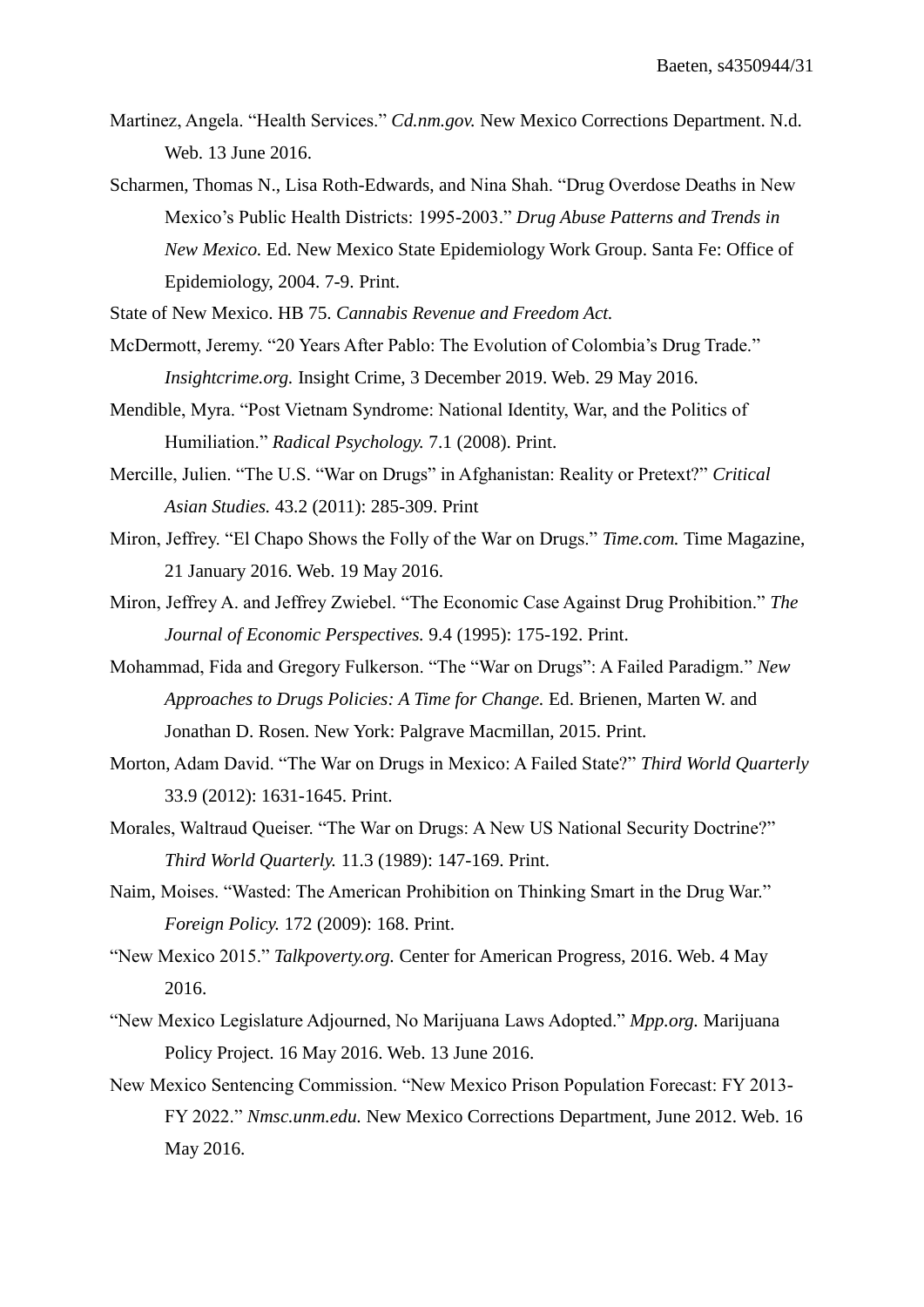Martinez, Angela. "Health Services." *Cd.nm.gov.* New Mexico Corrections Department. N.d. Web. 13 June 2016.

Scharmen, Thomas N., Lisa Roth-Edwards, and Nina Shah. "Drug Overdose Deaths in New Mexico's Public Health Districts: 1995-2003." *Drug Abuse Patterns and Trends in New Mexico.* Ed. New Mexico State Epidemiology Work Group. Santa Fe: Office of Epidemiology, 2004. 7-9. Print.

State of New Mexico. HB 75. *Cannabis Revenue and Freedom Act.*

McDermott, Jeremy. "20 Years After Pablo: The Evolution of Colombia's Drug Trade." *Insightcrime.org.* Insight Crime, 3 December 2019. Web. 29 May 2016.

Mendible, Myra. "Post Vietnam Syndrome: National Identity, War, and the Politics of Humiliation." *Radical Psychology.* 7.1 (2008). Print.

Mercille, Julien. "The U.S. "War on Drugs" in Afghanistan: Reality or Pretext?" *Critical Asian Studies.* 43.2 (2011): 285-309. Print

Miron, Jeffrey. "El Chapo Shows the Folly of the War on Drugs." *Time.com.* Time Magazine, 21 January 2016. Web. 19 May 2016.

Miron, Jeffrey A. and Jeffrey Zwiebel. "The Economic Case Against Drug Prohibition." *The Journal of Economic Perspectives.* 9.4 (1995): 175-192. Print.

Mohammad, Fida and Gregory Fulkerson. "The "War on Drugs": A Failed Paradigm." *New Approaches to Drugs Policies: A Time for Change.* Ed. Brienen, Marten W. and Jonathan D. Rosen. New York: Palgrave Macmillan, 2015. Print.

Morton, Adam David. "The War on Drugs in Mexico: A Failed State?" *Third World Quarterly* 33.9 (2012): 1631-1645. Print.

Morales, Waltraud Queiser. "The War on Drugs: A New US National Security Doctrine?" *Third World Quarterly.* 11.3 (1989): 147-169. Print.

Naim, Moises. "Wasted: The American Prohibition on Thinking Smart in the Drug War." *Foreign Policy.* 172 (2009): 168. Print.

"New Mexico 2015." *Talkpoverty.org.* Center for American Progress, 2016. Web. 4 May 2016.

"New Mexico Legislature Adjourned, No Marijuana Laws Adopted." *Mpp.org.* Marijuana Policy Project. 16 May 2016. Web. 13 June 2016.

New Mexico Sentencing Commission. "New Mexico Prison Population Forecast: FY 2013-FY 2022." *Nmsc.unm.edu.* New Mexico Corrections Department, June 2012. Web. 16 May 2016.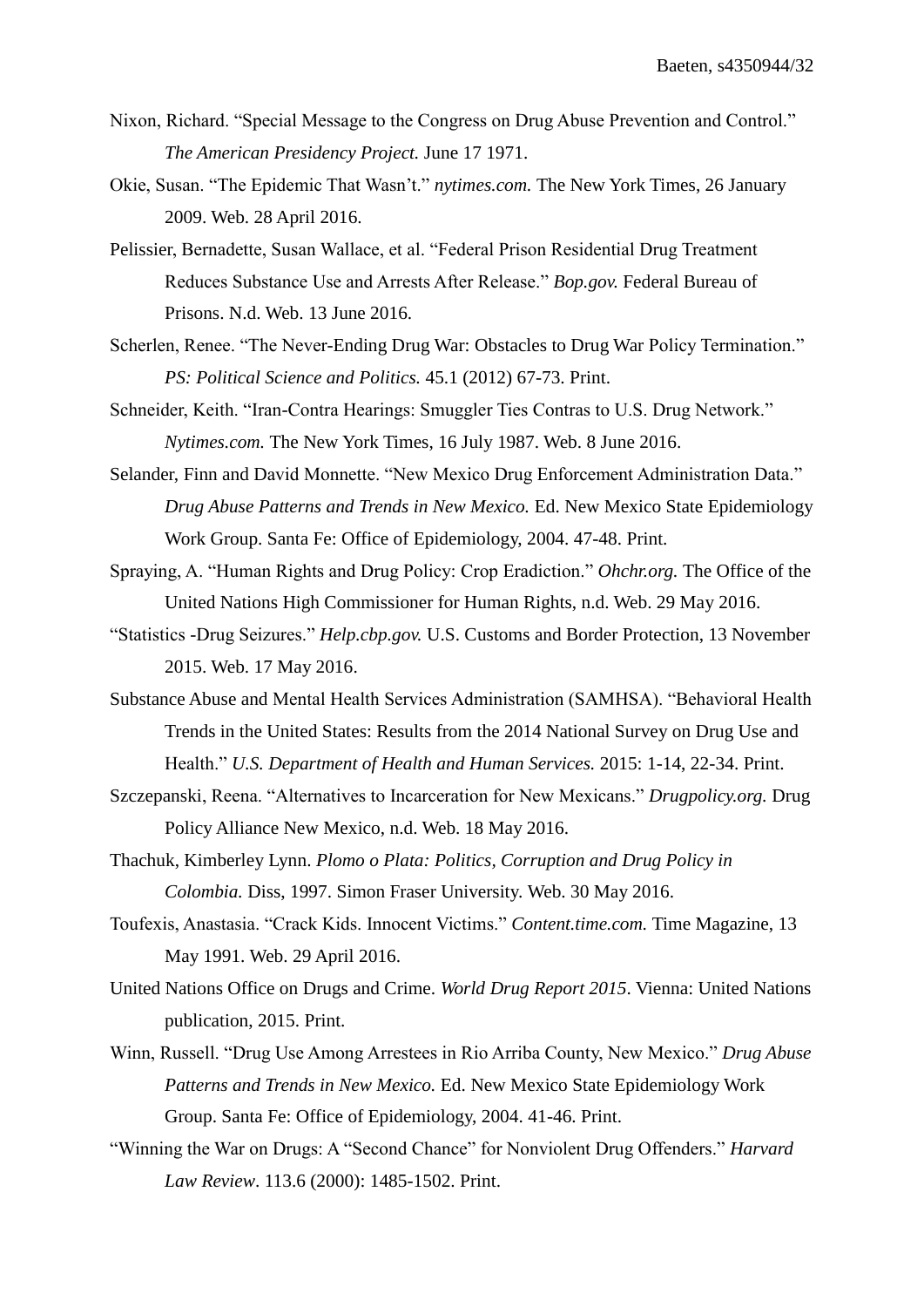Nixon, Richard. "Special Message to the Congress on Drug Abuse Prevention and Control." *The American Presidency Project.* June 17 1971.

Okie, Susan. "The Epidemic That Wasn't." *nytimes.com.* The New York Times, 26 January 2009. Web. 28 April 2016.

Pelissier, Bernadette, Susan Wallace, et al. "Federal Prison Residential Drug Treatment Reduces Substance Use and Arrests After Release." *Bop.gov.* Federal Bureau of Prisons. N.d. Web. 13 June 2016.

Scherlen, Renee. "The Never-Ending Drug War: Obstacles to Drug War Policy Termination." *PS: Political Science and Politics.* 45.1 (2012) 67-73. Print.

Schneider, Keith. "Iran-Contra Hearings: Smuggler Ties Contras to U.S. Drug Network." *Nytimes.com.* The New York Times, 16 July 1987. Web. 8 June 2016.

Selander, Finn and David Monnette. "New Mexico Drug Enforcement Administration Data." *Drug Abuse Patterns and Trends in New Mexico.* Ed. New Mexico State Epidemiology Work Group. Santa Fe: Office of Epidemiology, 2004. 47-48. Print.

Spraying, A. "Human Rights and Drug Policy: Crop Eradiction." *Ohchr.org.* The Office of the United Nations High Commissioner for Human Rights, n.d. Web. 29 May 2016.

"Statistics -Drug Seizures." *Help.cbp.gov.* U.S. Customs and Border Protection, 13 November 2015. Web. 17 May 2016.

Substance Abuse and Mental Health Services Administration (SAMHSA). "Behavioral Health Trends in the United States: Results from the 2014 National Survey on Drug Use and Health." *U.S. Department of Health and Human Services.* 2015: 1-14, 22-34. Print.

Szczepanski, Reena. "Alternatives to Incarceration for New Mexicans." *Drugpolicy.org.* Drug Policy Alliance New Mexico, n.d. Web. 18 May 2016.

Thachuk, Kimberley Lynn. *Plomo o Plata: Politics, Corruption and Drug Policy in Colombia.* Diss, 1997. Simon Fraser University. Web. 30 May 2016.

Toufexis, Anastasia. "Crack Kids. Innocent Victims." *Content.time.com.* Time Magazine, 13 May 1991. Web. 29 April 2016.

United Nations Office on Drugs and Crime. *World Drug Report 2015*. Vienna: United Nations publication, 2015. Print.

Winn, Russell. "Drug Use Among Arrestees in Rio Arriba County, New Mexico." *Drug Abuse Patterns and Trends in New Mexico.* Ed. New Mexico State Epidemiology Work Group. Santa Fe: Office of Epidemiology, 2004. 41-46. Print.

"Winning the War on Drugs: A "Second Chance" for Nonviolent Drug Offenders." *Harvard Law Review*. 113.6 (2000): 1485-1502. Print.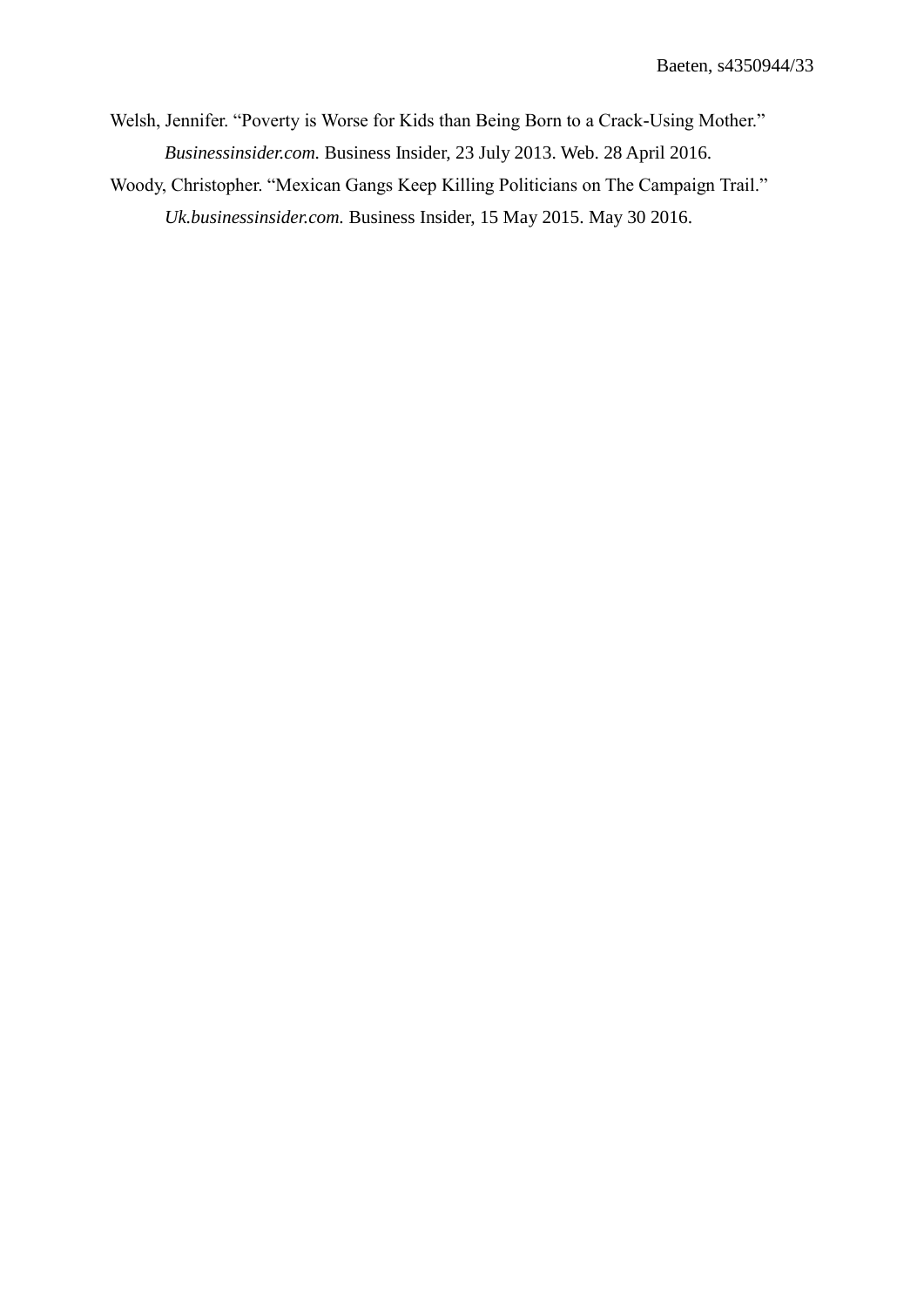Welsh, Jennifer. “Poverty is Worse for Kids than Being Born to a Crack-Using Mother.” *Businessinsider.com.* Business Insider, 23 July 2013. Web. 28 April 2016.

Woody, Christopher. “Mexican Gangs Keep Killing Politicians on The Campaign Trail.” *Uk.businessinsider.com.* Business Insider, 15 May 2015. May 30 2016.